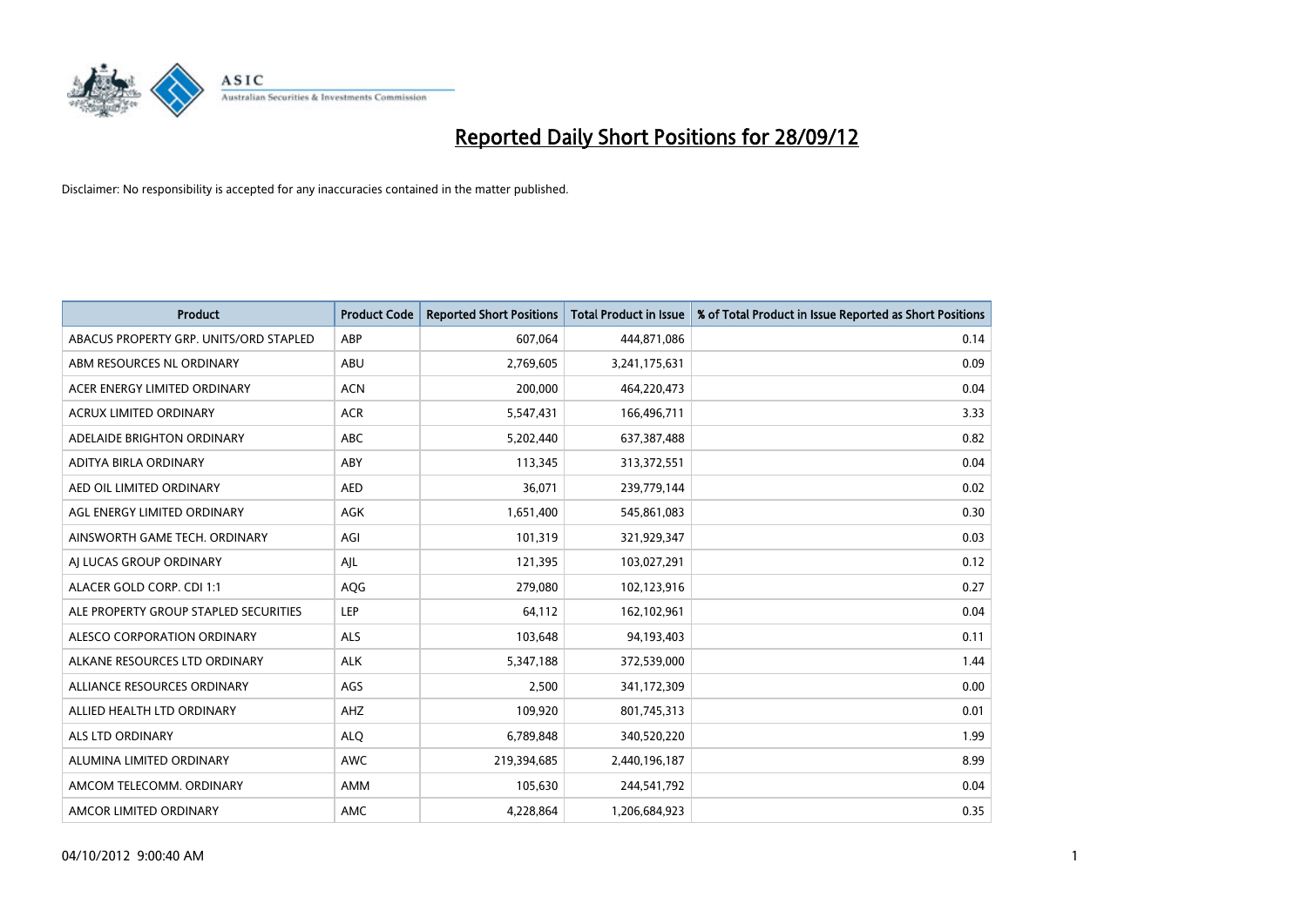# Reported Daily Short Positions for 28/09/12

Disclaimer: No responsibility is accepted for any inaccuracies contained in the matter published.

| Product | Product Code | Reported Short Positions | Total Product in Issue | % of Total Product in Issue Reported as Short Positions |
|---|---|---|---|---|
| ABACUS PROPERTY GRP. UNITS/ORD STAPLED | ABP | 607,064 | 444,871,086 | 0.14 |
| ABM RESOURCES NL ORDINARY | ABU | 2,769,605 | 3,241,175,631 | 0.09 |
| ACER ENERGY LIMITED ORDINARY | ACN | 200,000 | 464,220,473 | 0.04 |
| ACRUX LIMITED ORDINARY | ACR | 5,547,431 | 166,496,711 | 3.33 |
| ADELAIDE BRIGHTON ORDINARY | ABC | 5,202,440 | 637,387,488 | 0.82 |
| ADITYA BIRLA ORDINARY | ABY | 113,345 | 313,372,551 | 0.04 |
| AED OIL LIMITED ORDINARY | AED | 36,071 | 239,779,144 | 0.02 |
| AGL ENERGY LIMITED ORDINARY | AGK | 1,651,400 | 545,861,083 | 0.30 |
| AINSWORTH GAME TECH. ORDINARY | AGI | 101,319 | 321,929,347 | 0.03 |
| AJ LUCAS GROUP ORDINARY | AJL | 121,395 | 103,027,291 | 0.12 |
| ALACER GOLD CORP. CDI 1:1 | AQG | 279,080 | 102,123,916 | 0.27 |
| ALE PROPERTY GROUP STAPLED SECURITIES | LEP | 64,112 | 162,102,961 | 0.04 |
| ALESCO CORPORATION ORDINARY | ALS | 103,648 | 94,193,403 | 0.11 |
| ALKANE RESOURCES LTD ORDINARY | ALK | 5,347,188 | 372,539,000 | 1.44 |
| ALLIANCE RESOURCES ORDINARY | AGS | 2,500 | 341,172,309 | 0.00 |
| ALLIED HEALTH LTD ORDINARY | AHZ | 109,920 | 801,745,313 | 0.01 |
| ALS LTD ORDINARY | ALQ | 6,789,848 | 340,520,220 | 1.99 |
| ALUMINA LIMITED ORDINARY | AWC | 219,394,685 | 2,440,196,187 | 8.99 |
| AMCOM TELECOMM. ORDINARY | AMM | 105,630 | 244,541,792 | 0.04 |
| AMCOR LIMITED ORDINARY | AMC | 4,228,864 | 1,206,684,923 | 0.35 |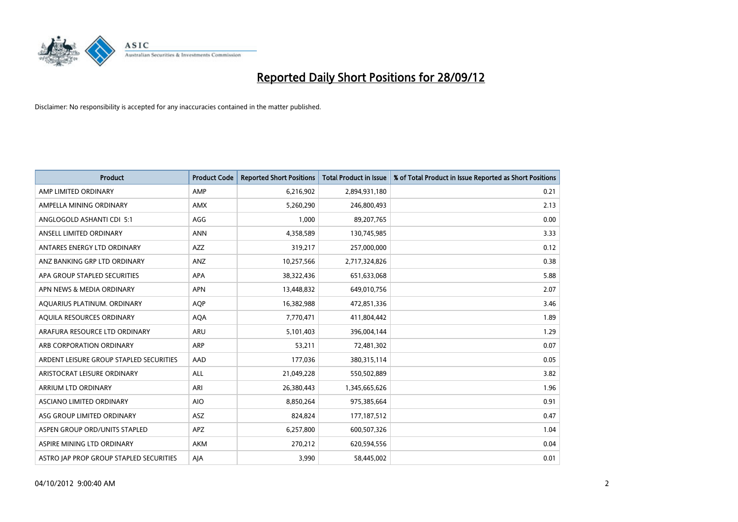# Reported Daily Short Positions for 28/09/12

Disclaimer: No responsibility is accepted for any inaccuracies contained in the matter published.

| Product | Product Code | Reported Short Positions | Total Product in Issue | % of Total Product in Issue Reported as Short Positions |
|---|---|---|---|---|
| AMP LIMITED ORDINARY | AMP | 6,216,902 | 2,894,931,180 | 0.21 |
| AMPELLA MINING ORDINARY | AMX | 5,260,290 | 246,800,493 | 2.13 |
| ANGLOGOLD ASHANTI CDI 5:1 | AGG | 1,000 | 89,207,765 | 0.00 |
| ANSELL LIMITED ORDINARY | ANN | 4,358,589 | 130,745,985 | 3.33 |
| ANTARES ENERGY LTD ORDINARY | AZZ | 319,217 | 257,000,000 | 0.12 |
| ANZ BANKING GRP LTD ORDINARY | ANZ | 10,257,566 | 2,717,324,826 | 0.38 |
| APA GROUP STAPLED SECURITIES | APA | 38,322,436 | 651,633,068 | 5.88 |
| APN NEWS & MEDIA ORDINARY | APN | 13,448,832 | 649,010,756 | 2.07 |
| AQUARIUS PLATINUM. ORDINARY | AQP | 16,382,988 | 472,851,336 | 3.46 |
| AQUILA RESOURCES ORDINARY | AQA | 7,770,471 | 411,804,442 | 1.89 |
| ARAFURA RESOURCE LTD ORDINARY | ARU | 5,101,403 | 396,004,144 | 1.29 |
| ARB CORPORATION ORDINARY | ARP | 53,211 | 72,481,302 | 0.07 |
| ARDENT LEISURE GROUP STAPLED SECURITIES | AAD | 177,036 | 380,315,114 | 0.05 |
| ARISTOCRAT LEISURE ORDINARY | ALL | 21,049,228 | 550,502,889 | 3.82 |
| ARRIUM LTD ORDINARY | ARI | 26,380,443 | 1,345,665,626 | 1.96 |
| ASCIANO LIMITED ORDINARY | AIO | 8,850,264 | 975,385,664 | 0.91 |
| ASG GROUP LIMITED ORDINARY | ASZ | 824,824 | 177,187,512 | 0.47 |
| ASPEN GROUP ORD/UNITS STAPLED | APZ | 6,257,800 | 600,507,326 | 1.04 |
| ASPIRE MINING LTD ORDINARY | AKM | 270,212 | 620,594,556 | 0.04 |
| ASTRO JAP PROP GROUP STAPLED SECURITIES | AJA | 3,990 | 58,445,002 | 0.01 |

04/10/2012 9:00:40 AM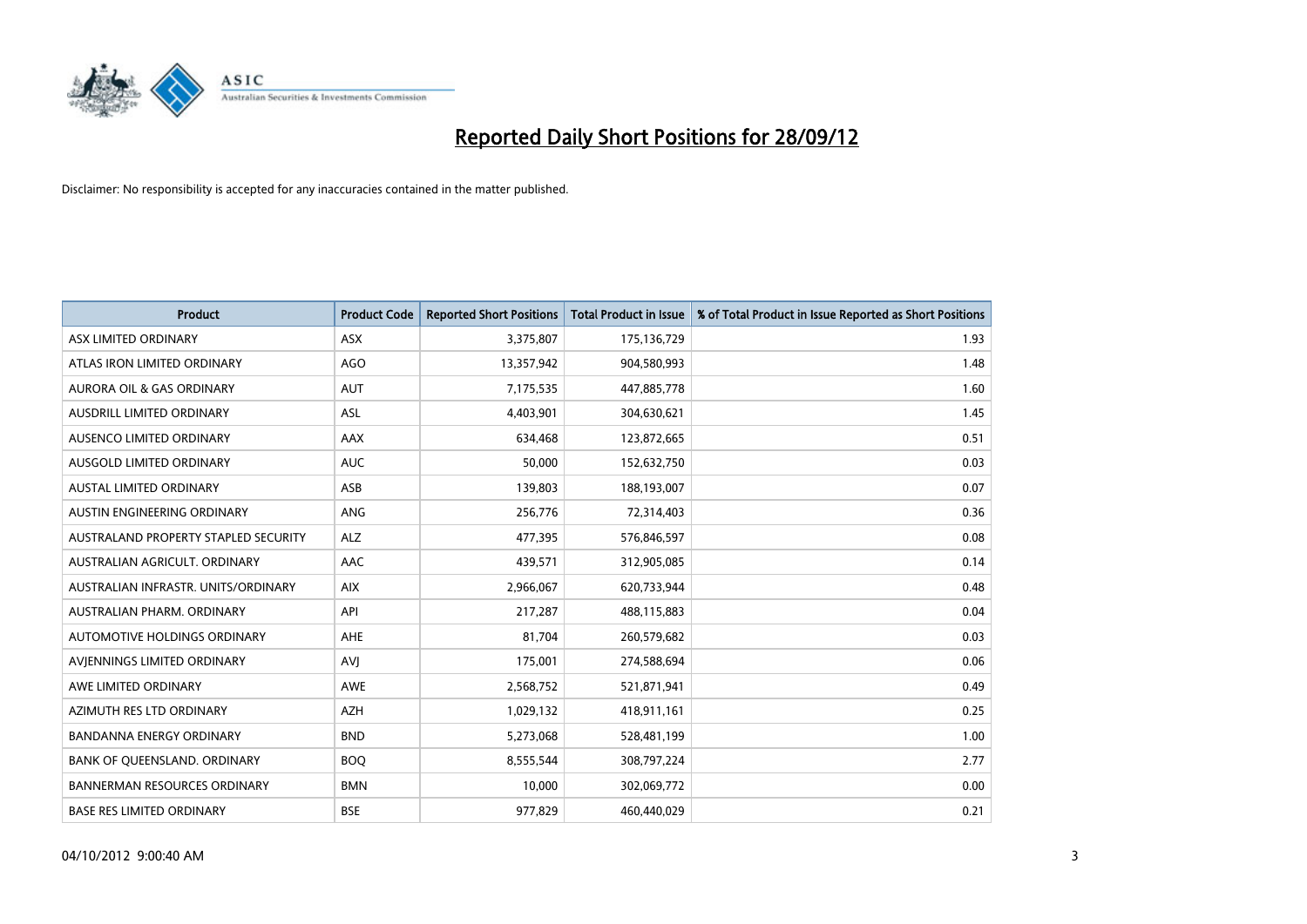# Reported Daily Short Positions for 28/09/12

Disclaimer: No responsibility is accepted for any inaccuracies contained in the matter published.

| Product | Product Code | Reported Short Positions | Total Product in Issue | % of Total Product in Issue Reported as Short Positions |
|---|---|---|---|---|
| ASX LIMITED ORDINARY | ASX | 3,375,807 | 175,136,729 | 1.93 |
| ATLAS IRON LIMITED ORDINARY | AGO | 13,357,942 | 904,580,993 | 1.48 |
| AURORA OIL & GAS ORDINARY | AUT | 7,175,535 | 447,885,778 | 1.60 |
| AUSDRILL LIMITED ORDINARY | ASL | 4,403,901 | 304,630,621 | 1.45 |
| AUSENCO LIMITED ORDINARY | AAX | 634,468 | 123,872,665 | 0.51 |
| AUSGOLD LIMITED ORDINARY | AUC | 50,000 | 152,632,750 | 0.03 |
| AUSTAL LIMITED ORDINARY | ASB | 139,803 | 188,193,007 | 0.07 |
| AUSTIN ENGINEERING ORDINARY | ANG | 256,776 | 72,314,403 | 0.36 |
| AUSTRALAND PROPERTY STAPLED SECURITY | ALZ | 477,395 | 576,846,597 | 0.08 |
| AUSTRALIAN AGRICULT. ORDINARY | AAC | 439,571 | 312,905,085 | 0.14 |
| AUSTRALIAN INFRASTR. UNITS/ORDINARY | AIX | 2,966,067 | 620,733,944 | 0.48 |
| AUSTRALIAN PHARM. ORDINARY | API | 217,287 | 488,115,883 | 0.04 |
| AUTOMOTIVE HOLDINGS ORDINARY | AHE | 81,704 | 260,579,682 | 0.03 |
| AVJENNINGS LIMITED ORDINARY | AVJ | 175,001 | 274,588,694 | 0.06 |
| AWE LIMITED ORDINARY | AWE | 2,568,752 | 521,871,941 | 0.49 |
| AZIMUTH RES LTD ORDINARY | AZH | 1,029,132 | 418,911,161 | 0.25 |
| BANDANNA ENERGY ORDINARY | BND | 5,273,068 | 528,481,199 | 1.00 |
| BANK OF QUEENSLAND. ORDINARY | BOQ | 8,555,544 | 308,797,224 | 2.77 |
| BANNERMAN RESOURCES ORDINARY | BMN | 10,000 | 302,069,772 | 0.00 |
| BASE RES LIMITED ORDINARY | BSE | 977,829 | 460,440,029 | 0.21 |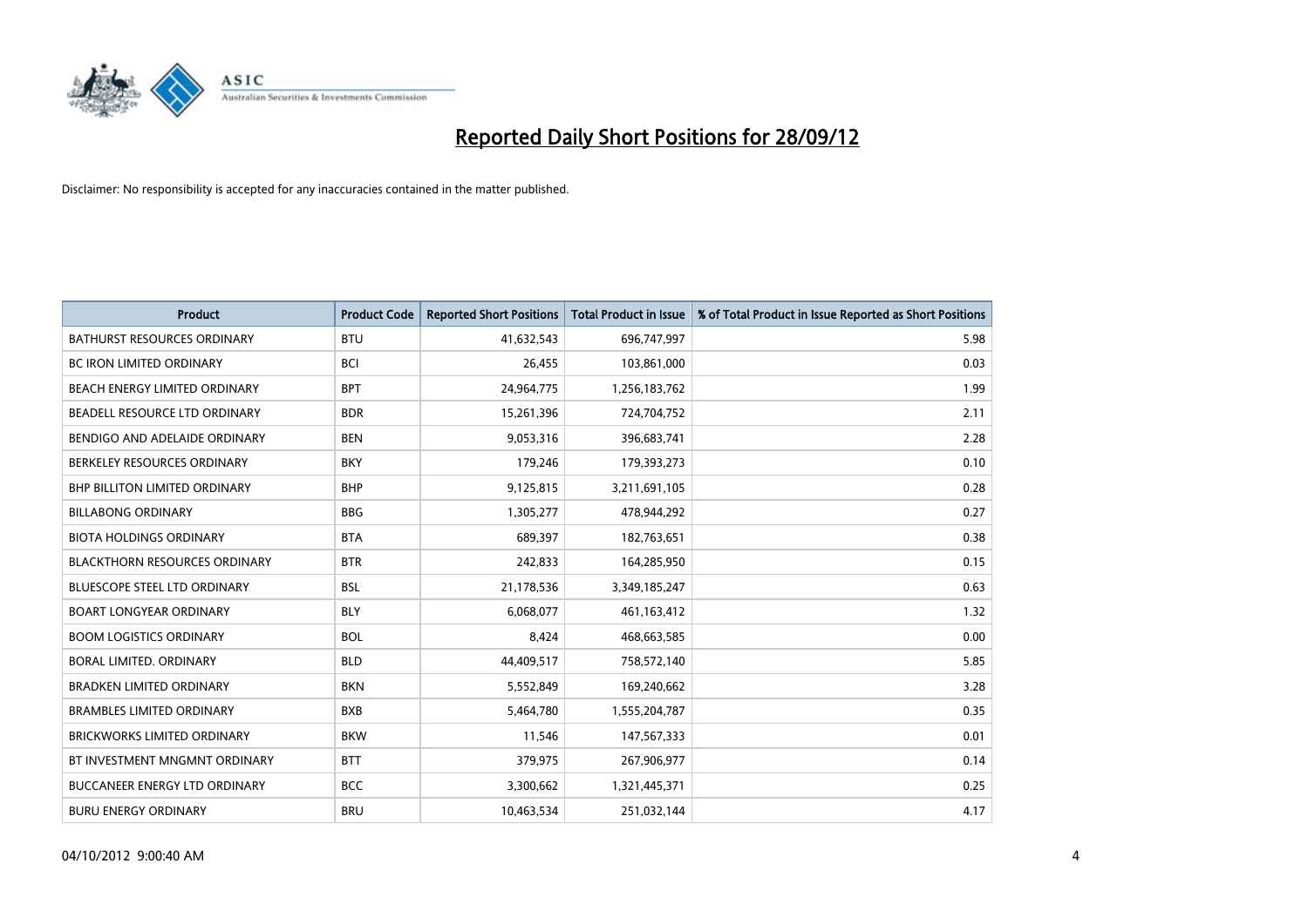# Reported Daily Short Positions for 28/09/12

Disclaimer: No responsibility is accepted for any inaccuracies contained in the matter published.

| Product | Product Code | Reported Short Positions | Total Product in Issue | % of Total Product in Issue Reported as Short Positions |
|---|---|---|---|---|
| BATHURST RESOURCES ORDINARY | BTU | 41,632,543 | 696,747,997 | 5.98 |
| BC IRON LIMITED ORDINARY | BCI | 26,455 | 103,861,000 | 0.03 |
| BEACH ENERGY LIMITED ORDINARY | BPT | 24,964,775 | 1,256,183,762 | 1.99 |
| BEADELL RESOURCE LTD ORDINARY | BDR | 15,261,396 | 724,704,752 | 2.11 |
| BENDIGO AND ADELAIDE ORDINARY | BEN | 9,053,316 | 396,683,741 | 2.28 |
| BERKELEY RESOURCES ORDINARY | BKY | 179,246 | 179,393,273 | 0.10 |
| BHP BILLITON LIMITED ORDINARY | BHP | 9,125,815 | 3,211,691,105 | 0.28 |
| BILLABONG ORDINARY | BBG | 1,305,277 | 478,944,292 | 0.27 |
| BIOTA HOLDINGS ORDINARY | BTA | 689,397 | 182,763,651 | 0.38 |
| BLACKTHORN RESOURCES ORDINARY | BTR | 242,833 | 164,285,950 | 0.15 |
| BLUESCOPE STEEL LTD ORDINARY | BSL | 21,178,536 | 3,349,185,247 | 0.63 |
| BOART LONGYEAR ORDINARY | BLY | 6,068,077 | 461,163,412 | 1.32 |
| BOOM LOGISTICS ORDINARY | BOL | 8,424 | 468,663,585 | 0.00 |
| BORAL LIMITED. ORDINARY | BLD | 44,409,517 | 758,572,140 | 5.85 |
| BRADKEN LIMITED ORDINARY | BKN | 5,552,849 | 169,240,662 | 3.28 |
| BRAMBLES LIMITED ORDINARY | BXB | 5,464,780 | 1,555,204,787 | 0.35 |
| BRICKWORKS LIMITED ORDINARY | BKW | 11,546 | 147,567,333 | 0.01 |
| BT INVESTMENT MNGMNT ORDINARY | BTT | 379,975 | 267,906,977 | 0.14 |
| BUCCANEER ENERGY LTD ORDINARY | BCC | 3,300,662 | 1,321,445,371 | 0.25 |
| BURU ENERGY ORDINARY | BRU | 10,463,534 | 251,032,144 | 4.17 |

04/10/2012 9:00:40 AM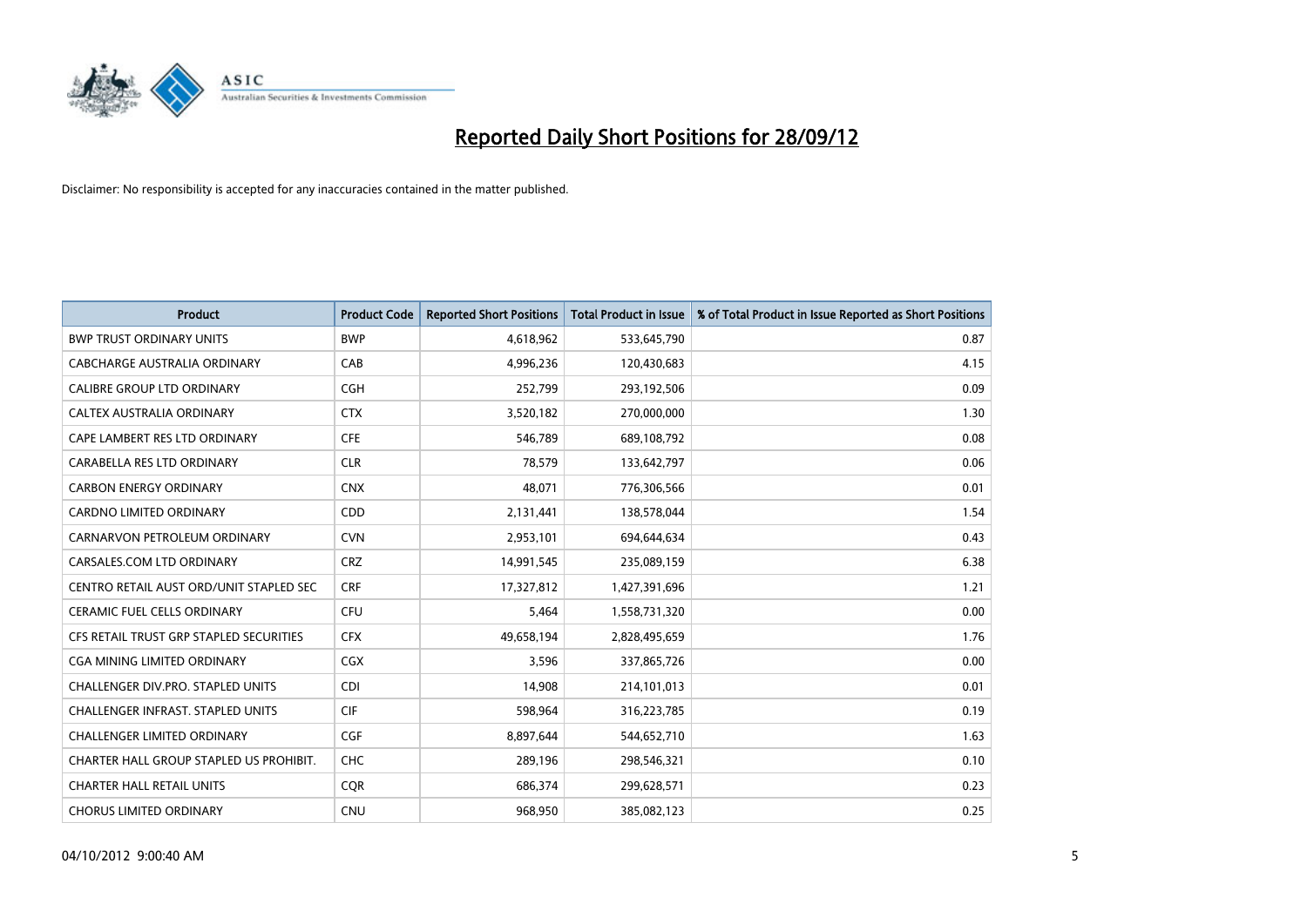# Reported Daily Short Positions for 28/09/12

Disclaimer: No responsibility is accepted for any inaccuracies contained in the matter published.

| Product | Product Code | Reported Short Positions | Total Product in Issue | % of Total Product in Issue Reported as Short Positions |
| --- | --- | --- | --- | --- |
| BWP TRUST ORDINARY UNITS | BWP | 4,618,962 | 533,645,790 | 0.87 |
| CABCHARGE AUSTRALIA ORDINARY | CAB | 4,996,236 | 120,430,683 | 4.15 |
| CALIBRE GROUP LTD ORDINARY | CGH | 252,799 | 293,192,506 | 0.09 |
| CALTEX AUSTRALIA ORDINARY | CTX | 3,520,182 | 270,000,000 | 1.30 |
| CAPE LAMBERT RES LTD ORDINARY | CFE | 546,789 | 689,108,792 | 0.08 |
| CARABELLA RES LTD ORDINARY | CLR | 78,579 | 133,642,797 | 0.06 |
| CARBON ENERGY ORDINARY | CNX | 48,071 | 776,306,566 | 0.01 |
| CARDNO LIMITED ORDINARY | CDD | 2,131,441 | 138,578,044 | 1.54 |
| CARNARVON PETROLEUM ORDINARY | CVN | 2,953,101 | 694,644,634 | 0.43 |
| CARSALES.COM LTD ORDINARY | CRZ | 14,991,545 | 235,089,159 | 6.38 |
| CENTRO RETAIL AUST ORD/UNIT STAPLED SEC | CRF | 17,327,812 | 1,427,391,696 | 1.21 |
| CERAMIC FUEL CELLS ORDINARY | CFU | 5,464 | 1,558,731,320 | 0.00 |
| CFS RETAIL TRUST GRP STAPLED SECURITIES | CFX | 49,658,194 | 2,828,495,659 | 1.76 |
| CGA MINING LIMITED ORDINARY | CGX | 3,596 | 337,865,726 | 0.00 |
| CHALLENGER DIV.PRO. STAPLED UNITS | CDI | 14,908 | 214,101,013 | 0.01 |
| CHALLENGER INFRAST. STAPLED UNITS | CIF | 598,964 | 316,223,785 | 0.19 |
| CHALLENGER LIMITED ORDINARY | CGF | 8,897,644 | 544,652,710 | 1.63 |
| CHARTER HALL GROUP STAPLED US PROHIBIT. | CHC | 289,196 | 298,546,321 | 0.10 |
| CHARTER HALL RETAIL UNITS | CQR | 686,374 | 299,628,571 | 0.23 |
| CHORUS LIMITED ORDINARY | CNU | 968,950 | 385,082,123 | 0.25 |

04/10/2012 9:00:40 AM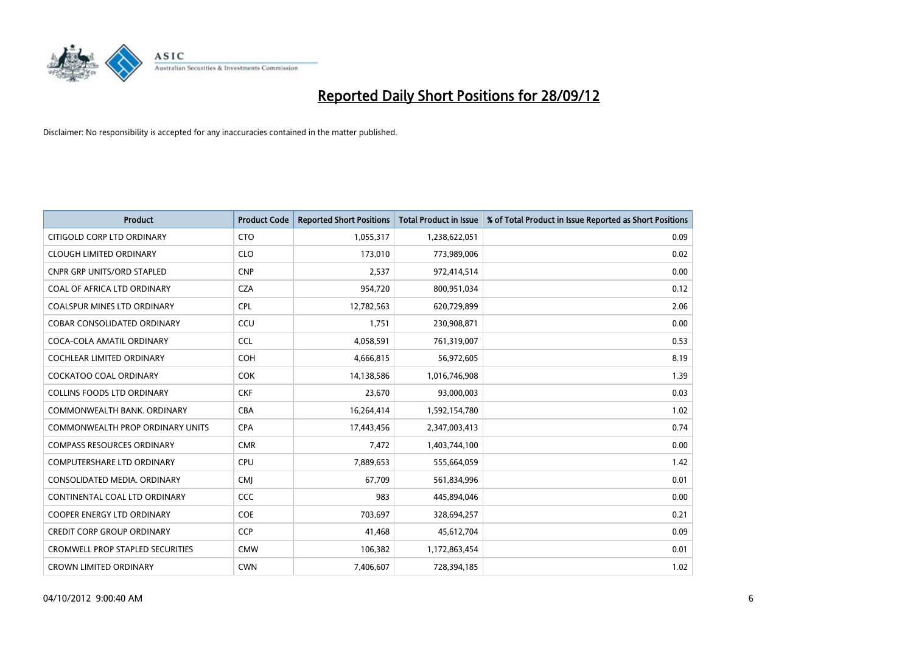# Reported Daily Short Positions for 28/09/12

Disclaimer: No responsibility is accepted for any inaccuracies contained in the matter published.

| Product | Product Code | Reported Short Positions | Total Product in Issue | % of Total Product in Issue Reported as Short Positions |
|---|---|---|---|---|
| CITIGOLD CORP LTD ORDINARY | CTO | 1,055,317 | 1,238,622,051 | 0.09 |
| CLOUGH LIMITED ORDINARY | CLO | 173,010 | 773,989,006 | 0.02 |
| CNPR GRP UNITS/ORD STAPLED | CNP | 2,537 | 972,414,514 | 0.00 |
| COAL OF AFRICA LTD ORDINARY | CZA | 954,720 | 800,951,034 | 0.12 |
| COALSPUR MINES LTD ORDINARY | CPL | 12,782,563 | 620,729,899 | 2.06 |
| COBAR CONSOLIDATED ORDINARY | CCU | 1,751 | 230,908,871 | 0.00 |
| COCA-COLA AMATIL ORDINARY | CCL | 4,058,591 | 761,319,007 | 0.53 |
| COCHLEAR LIMITED ORDINARY | COH | 4,666,815 | 56,972,605 | 8.19 |
| COCKATOO COAL ORDINARY | COK | 14,138,586 | 1,016,746,908 | 1.39 |
| COLLINS FOODS LTD ORDINARY | CKF | 23,670 | 93,000,003 | 0.03 |
| COMMONWEALTH BANK. ORDINARY | CBA | 16,264,414 | 1,592,154,780 | 1.02 |
| COMMONWEALTH PROP ORDINARY UNITS | CPA | 17,443,456 | 2,347,003,413 | 0.74 |
| COMPASS RESOURCES ORDINARY | CMR | 7,472 | 1,403,744,100 | 0.00 |
| COMPUTERSHARE LTD ORDINARY | CPU | 7,889,653 | 555,664,059 | 1.42 |
| CONSOLIDATED MEDIA. ORDINARY | CMJ | 67,709 | 561,834,996 | 0.01 |
| CONTINENTAL COAL LTD ORDINARY | CCC | 983 | 445,894,046 | 0.00 |
| COOPER ENERGY LTD ORDINARY | COE | 703,697 | 328,694,257 | 0.21 |
| CREDIT CORP GROUP ORDINARY | CCP | 41,468 | 45,612,704 | 0.09 |
| CROMWELL PROP STAPLED SECURITIES | CMW | 106,382 | 1,172,863,454 | 0.01 |
| CROWN LIMITED ORDINARY | CWN | 7,406,607 | 728,394,185 | 1.02 |

04/10/2012 9:00:40 AM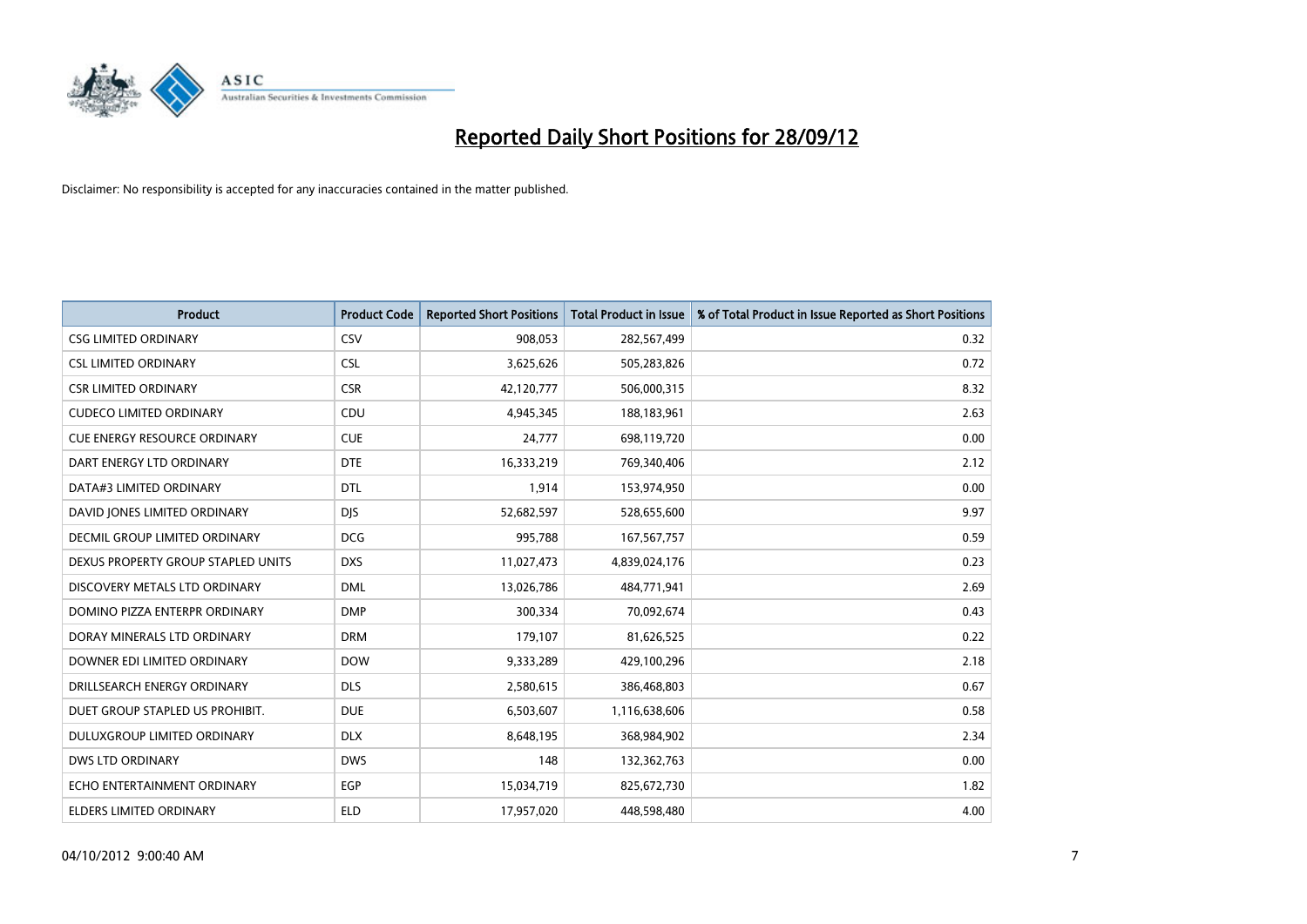# Reported Daily Short Positions for 28/09/12

Disclaimer: No responsibility is accepted for any inaccuracies contained in the matter published.

| Product | Product Code | Reported Short Positions | Total Product in Issue | % of Total Product in Issue Reported as Short Positions |
|---|---|---|---|---|
| CSG LIMITED ORDINARY | CSV | 908,053 | 282,567,499 | 0.32 |
| CSL LIMITED ORDINARY | CSL | 3,625,626 | 505,283,826 | 0.72 |
| CSR LIMITED ORDINARY | CSR | 42,120,777 | 506,000,315 | 8.32 |
| CUDECO LIMITED ORDINARY | CDU | 4,945,345 | 188,183,961 | 2.63 |
| CUE ENERGY RESOURCE ORDINARY | CUE | 24,777 | 698,119,720 | 0.00 |
| DART ENERGY LTD ORDINARY | DTE | 16,333,219 | 769,340,406 | 2.12 |
| DATA#3 LIMITED ORDINARY | DTL | 1,914 | 153,974,950 | 0.00 |
| DAVID JONES LIMITED ORDINARY | DJS | 52,682,597 | 528,655,600 | 9.97 |
| DECMIL GROUP LIMITED ORDINARY | DCG | 995,788 | 167,567,757 | 0.59 |
| DEXUS PROPERTY GROUP STAPLED UNITS | DXS | 11,027,473 | 4,839,024,176 | 0.23 |
| DISCOVERY METALS LTD ORDINARY | DML | 13,026,786 | 484,771,941 | 2.69 |
| DOMINO PIZZA ENTERPR ORDINARY | DMP | 300,334 | 70,092,674 | 0.43 |
| DORAY MINERALS LTD ORDINARY | DRM | 179,107 | 81,626,525 | 0.22 |
| DOWNER EDI LIMITED ORDINARY | DOW | 9,333,289 | 429,100,296 | 2.18 |
| DRILLSEARCH ENERGY ORDINARY | DLS | 2,580,615 | 386,468,803 | 0.67 |
| DUET GROUP STAPLED US PROHIBIT. | DUE | 6,503,607 | 1,116,638,606 | 0.58 |
| DULUXGROUP LIMITED ORDINARY | DLX | 8,648,195 | 368,984,902 | 2.34 |
| DWS LTD ORDINARY | DWS | 148 | 132,362,763 | 0.00 |
| ECHO ENTERTAINMENT ORDINARY | EGP | 15,034,719 | 825,672,730 | 1.82 |
| ELDERS LIMITED ORDINARY | ELD | 17,957,020 | 448,598,480 | 4.00 |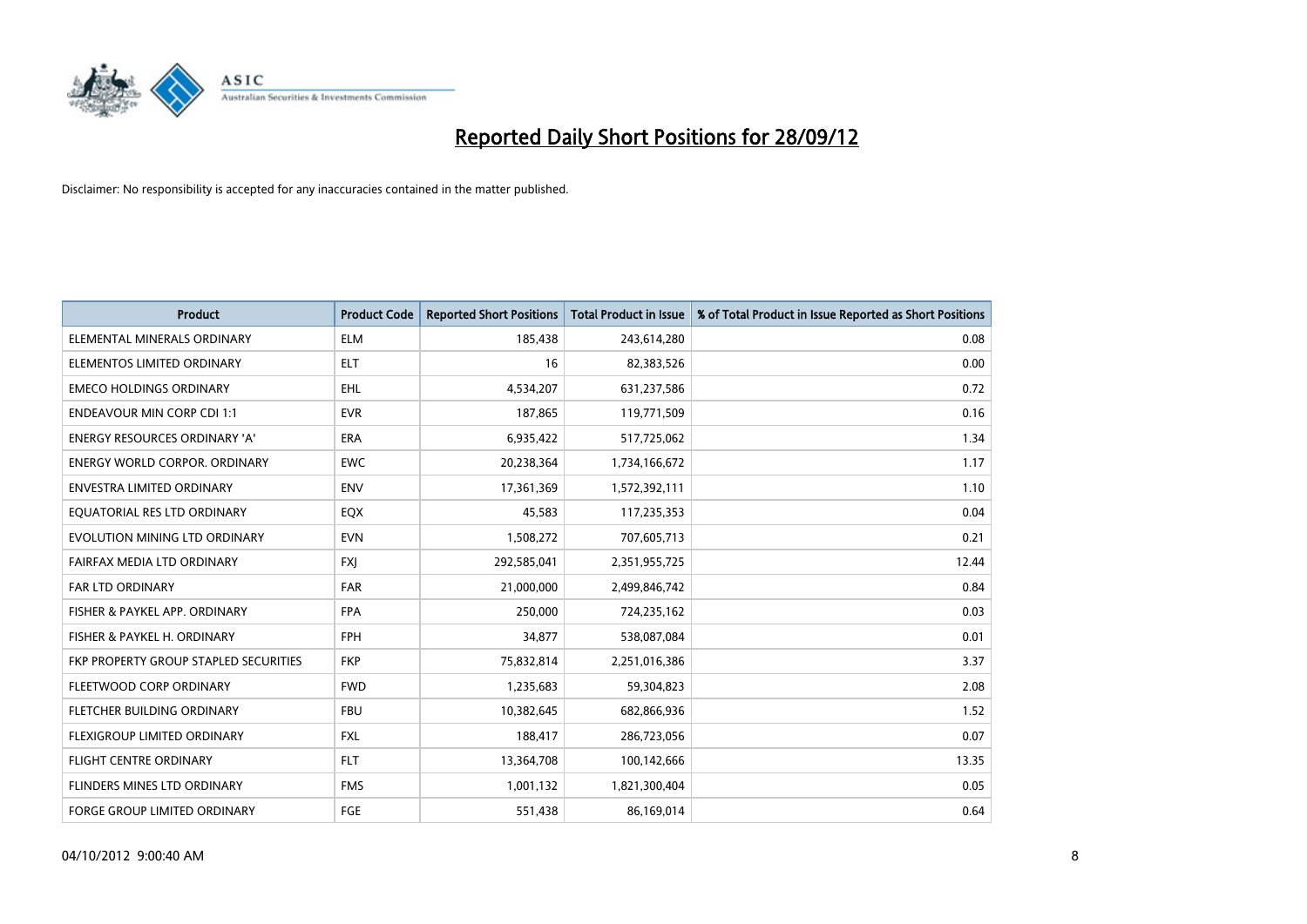# Reported Daily Short Positions for 28/09/12

Disclaimer: No responsibility is accepted for any inaccuracies contained in the matter published.

| Product | Product Code | Reported Short Positions | Total Product in Issue | % of Total Product in Issue Reported as Short Positions |
|---|---|---|---|---|
| ELEMENTAL MINERALS ORDINARY | ELM | 185,438 | 243,614,280 | 0.08 |
| ELEMENTOS LIMITED ORDINARY | ELT | 16 | 82,383,526 | 0.00 |
| EMECO HOLDINGS ORDINARY | EHL | 4,534,207 | 631,237,586 | 0.72 |
| ENDEAVOUR MIN CORP CDI 1:1 | EVR | 187,865 | 119,771,509 | 0.16 |
| ENERGY RESOURCES ORDINARY 'A' | ERA | 6,935,422 | 517,725,062 | 1.34 |
| ENERGY WORLD CORPOR. ORDINARY | EWC | 20,238,364 | 1,734,166,672 | 1.17 |
| ENVESTRA LIMITED ORDINARY | ENV | 17,361,369 | 1,572,392,111 | 1.10 |
| EQUATORIAL RES LTD ORDINARY | EQX | 45,583 | 117,235,353 | 0.04 |
| EVOLUTION MINING LTD ORDINARY | EVN | 1,508,272 | 707,605,713 | 0.21 |
| FAIRFAX MEDIA LTD ORDINARY | FXJ | 292,585,041 | 2,351,955,725 | 12.44 |
| FAR LTD ORDINARY | FAR | 21,000,000 | 2,499,846,742 | 0.84 |
| FISHER & PAYKEL APP. ORDINARY | FPA | 250,000 | 724,235,162 | 0.03 |
| FISHER & PAYKEL H. ORDINARY | FPH | 34,877 | 538,087,084 | 0.01 |
| FKP PROPERTY GROUP STAPLED SECURITIES | FKP | 75,832,814 | 2,251,016,386 | 3.37 |
| FLEETWOOD CORP ORDINARY | FWD | 1,235,683 | 59,304,823 | 2.08 |
| FLETCHER BUILDING ORDINARY | FBU | 10,382,645 | 682,866,936 | 1.52 |
| FLEXIGROUP LIMITED ORDINARY | FXL | 188,417 | 286,723,056 | 0.07 |
| FLIGHT CENTRE ORDINARY | FLT | 13,364,708 | 100,142,666 | 13.35 |
| FLINDERS MINES LTD ORDINARY | FMS | 1,001,132 | 1,821,300,404 | 0.05 |
| FORGE GROUP LIMITED ORDINARY | FGE | 551,438 | 86,169,014 | 0.64 |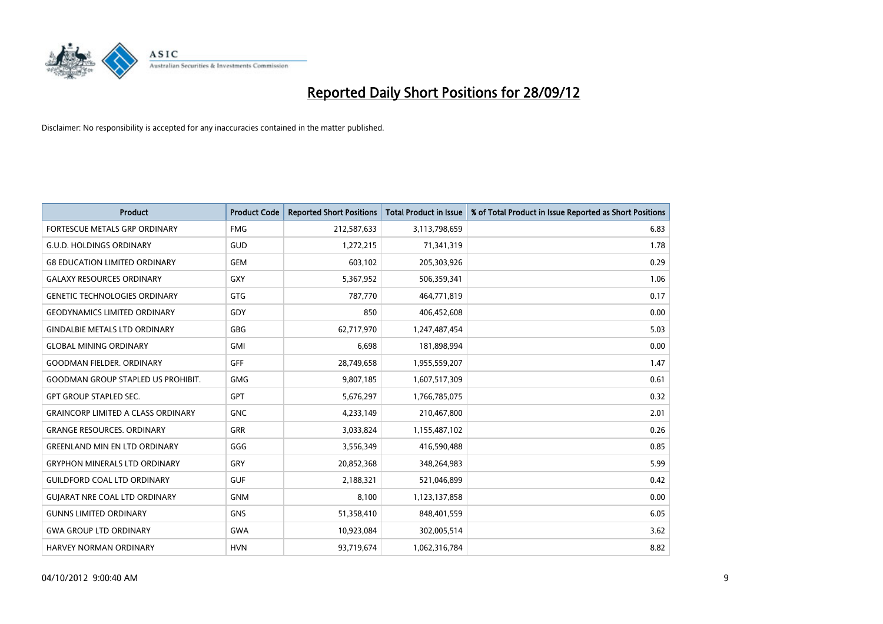# Reported Daily Short Positions for 28/09/12

Disclaimer: No responsibility is accepted for any inaccuracies contained in the matter published.

| Product | Product Code | Reported Short Positions | Total Product in Issue | % of Total Product in Issue Reported as Short Positions |
|---|---|---|---|---|
| FORTESCUE METALS GRP ORDINARY | FMG | 212,587,633 | 3,113,798,659 | 6.83 |
| G.U.D. HOLDINGS ORDINARY | GUD | 1,272,215 | 71,341,319 | 1.78 |
| G8 EDUCATION LIMITED ORDINARY | GEM | 603,102 | 205,303,926 | 0.29 |
| GALAXY RESOURCES ORDINARY | GXY | 5,367,952 | 506,359,341 | 1.06 |
| GENETIC TECHNOLOGIES ORDINARY | GTG | 787,770 | 464,771,819 | 0.17 |
| GEODYNAMICS LIMITED ORDINARY | GDY | 850 | 406,452,608 | 0.00 |
| GINDALBIE METALS LTD ORDINARY | GBG | 62,717,970 | 1,247,487,454 | 5.03 |
| GLOBAL MINING ORDINARY | GMI | 6,698 | 181,898,994 | 0.00 |
| GOODMAN FIELDER. ORDINARY | GFF | 28,749,658 | 1,955,559,207 | 1.47 |
| GOODMAN GROUP STAPLED US PROHIBIT. | GMG | 9,807,185 | 1,607,517,309 | 0.61 |
| GPT GROUP STAPLED SEC. | GPT | 5,676,297 | 1,766,785,075 | 0.32 |
| GRAINCORP LIMITED A CLASS ORDINARY | GNC | 4,233,149 | 210,467,800 | 2.01 |
| GRANGE RESOURCES. ORDINARY | GRR | 3,033,824 | 1,155,487,102 | 0.26 |
| GREENLAND MIN EN LTD ORDINARY | GGG | 3,556,349 | 416,590,488 | 0.85 |
| GRYPHON MINERALS LTD ORDINARY | GRY | 20,852,368 | 348,264,983 | 5.99 |
| GUILDFORD COAL LTD ORDINARY | GUF | 2,188,321 | 521,046,899 | 0.42 |
| GUJARAT NRE COAL LTD ORDINARY | GNM | 8,100 | 1,123,137,858 | 0.00 |
| GUNNS LIMITED ORDINARY | GNS | 51,358,410 | 848,401,559 | 6.05 |
| GWA GROUP LTD ORDINARY | GWA | 10,923,084 | 302,005,514 | 3.62 |
| HARVEY NORMAN ORDINARY | HVN | 93,719,674 | 1,062,316,784 | 8.82 |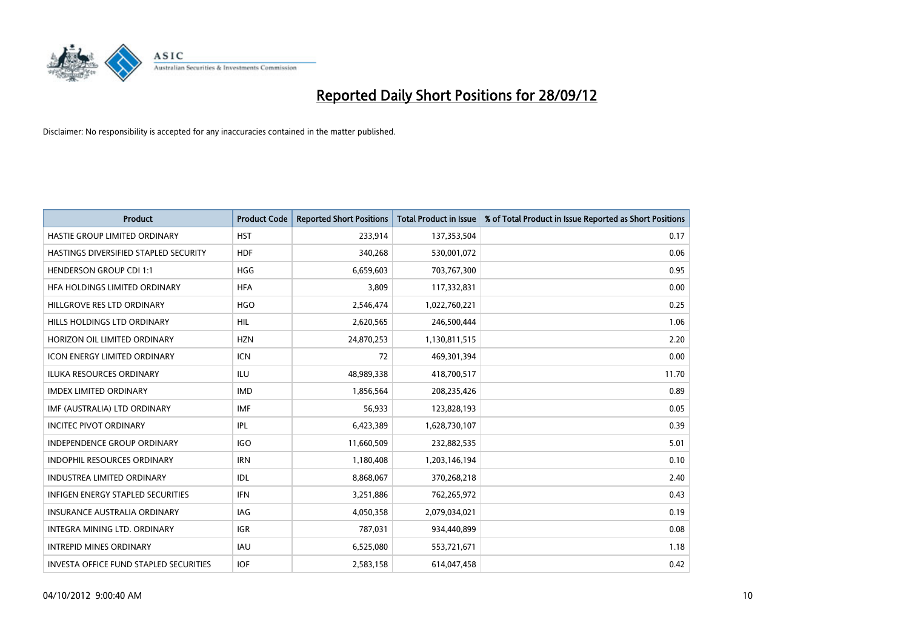# Reported Daily Short Positions for 28/09/12

Disclaimer: No responsibility is accepted for any inaccuracies contained in the matter published.

| Product | Product Code | Reported Short Positions | Total Product in Issue | % of Total Product in Issue Reported as Short Positions |
|---|---|---|---|---|
| HASTIE GROUP LIMITED ORDINARY | HST | 233,914 | 137,353,504 | 0.17 |
| HASTINGS DIVERSIFIED STAPLED SECURITY | HDF | 340,268 | 530,001,072 | 0.06 |
| HENDERSON GROUP CDI 1:1 | HGG | 6,659,603 | 703,767,300 | 0.95 |
| HFA HOLDINGS LIMITED ORDINARY | HFA | 3,809 | 117,332,831 | 0.00 |
| HILLGROVE RES LTD ORDINARY | HGO | 2,546,474 | 1,022,760,221 | 0.25 |
| HILLS HOLDINGS LTD ORDINARY | HIL | 2,620,565 | 246,500,444 | 1.06 |
| HORIZON OIL LIMITED ORDINARY | HZN | 24,870,253 | 1,130,811,515 | 2.20 |
| ICON ENERGY LIMITED ORDINARY | ICN | 72 | 469,301,394 | 0.00 |
| ILUKA RESOURCES ORDINARY | ILU | 48,989,338 | 418,700,517 | 11.70 |
| IMDEX LIMITED ORDINARY | IMD | 1,856,564 | 208,235,426 | 0.89 |
| IMF (AUSTRALIA) LTD ORDINARY | IMF | 56,933 | 123,828,193 | 0.05 |
| INCITEC PIVOT ORDINARY | IPL | 6,423,389 | 1,628,730,107 | 0.39 |
| INDEPENDENCE GROUP ORDINARY | IGO | 11,660,509 | 232,882,535 | 5.01 |
| INDOPHIL RESOURCES ORDINARY | IRN | 1,180,408 | 1,203,146,194 | 0.10 |
| INDUSTREA LIMITED ORDINARY | IDL | 8,868,067 | 370,268,218 | 2.40 |
| INFIGEN ENERGY STAPLED SECURITIES | IFN | 3,251,886 | 762,265,972 | 0.43 |
| INSURANCE AUSTRALIA ORDINARY | IAG | 4,050,358 | 2,079,034,021 | 0.19 |
| INTEGRA MINING LTD. ORDINARY | IGR | 787,031 | 934,440,899 | 0.08 |
| INTREPID MINES ORDINARY | IAU | 6,525,080 | 553,721,671 | 1.18 |
| INVESTA OFFICE FUND STAPLED SECURITIES | IOF | 2,583,158 | 614,047,458 | 0.42 |

04/10/2012 9:00:40 AM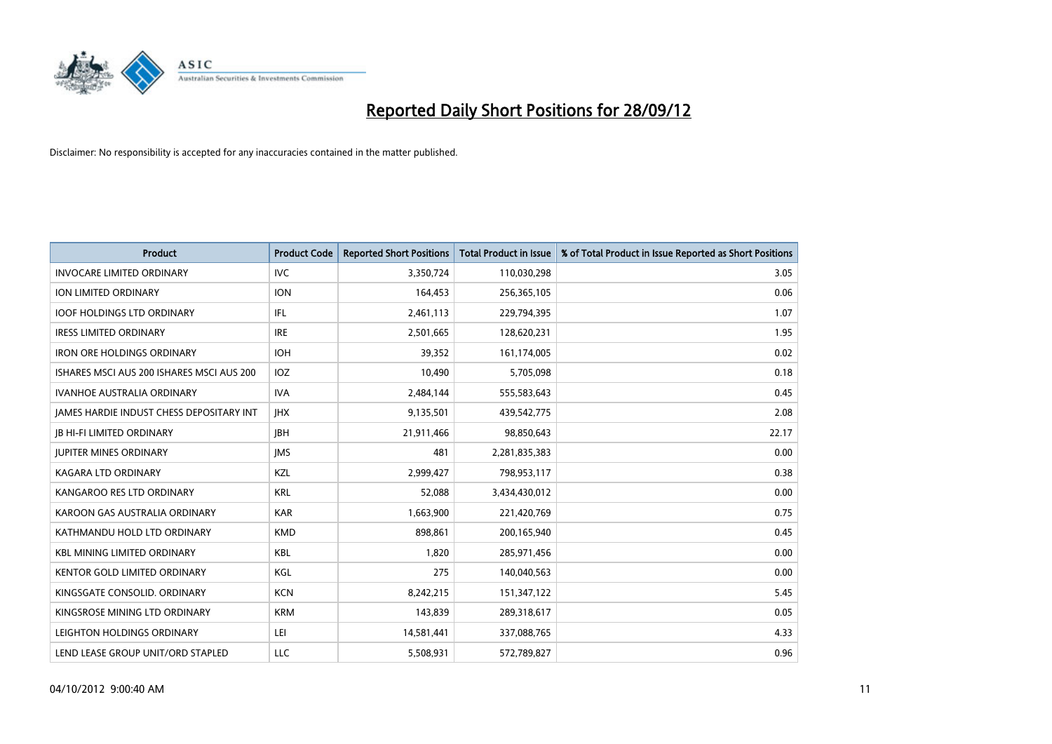# Reported Daily Short Positions for 28/09/12

Disclaimer: No responsibility is accepted for any inaccuracies contained in the matter published.

| Product | Product Code | Reported Short Positions | Total Product in Issue | % of Total Product in Issue Reported as Short Positions |
|---|---|---|---|---|
| INVOCARE LIMITED ORDINARY | IVC | 3,350,724 | 110,030,298 | 3.05 |
| ION LIMITED ORDINARY | ION | 164,453 | 256,365,105 | 0.06 |
| IOOF HOLDINGS LTD ORDINARY | IFL | 2,461,113 | 229,794,395 | 1.07 |
| IRESS LIMITED ORDINARY | IRE | 2,501,665 | 128,620,231 | 1.95 |
| IRON ORE HOLDINGS ORDINARY | IOH | 39,352 | 161,174,005 | 0.02 |
| ISHARES MSCI AUS 200 ISHARES MSCI AUS 200 | IOZ | 10,490 | 5,705,098 | 0.18 |
| IVANHOE AUSTRALIA ORDINARY | IVA | 2,484,144 | 555,583,643 | 0.45 |
| JAMES HARDIE INDUST CHESS DEPOSITARY INT | JHX | 9,135,501 | 439,542,775 | 2.08 |
| JB HI-FI LIMITED ORDINARY | JBH | 21,911,466 | 98,850,643 | 22.17 |
| JUPITER MINES ORDINARY | JMS | 481 | 2,281,835,383 | 0.00 |
| KAGARA LTD ORDINARY | KZL | 2,999,427 | 798,953,117 | 0.38 |
| KANGAROO RES LTD ORDINARY | KRL | 52,088 | 3,434,430,012 | 0.00 |
| KAROON GAS AUSTRALIA ORDINARY | KAR | 1,663,900 | 221,420,769 | 0.75 |
| KATHMANDU HOLD LTD ORDINARY | KMD | 898,861 | 200,165,940 | 0.45 |
| KBL MINING LIMITED ORDINARY | KBL | 1,820 | 285,971,456 | 0.00 |
| KENTOR GOLD LIMITED ORDINARY | KGL | 275 | 140,040,563 | 0.00 |
| KINGSGATE CONSOLID. ORDINARY | KCN | 8,242,215 | 151,347,122 | 5.45 |
| KINGSROSE MINING LTD ORDINARY | KRM | 143,839 | 289,318,617 | 0.05 |
| LEIGHTON HOLDINGS ORDINARY | LEI | 14,581,441 | 337,088,765 | 4.33 |
| LEND LEASE GROUP UNIT/ORD STAPLED | LLC | 5,508,931 | 572,789,827 | 0.96 |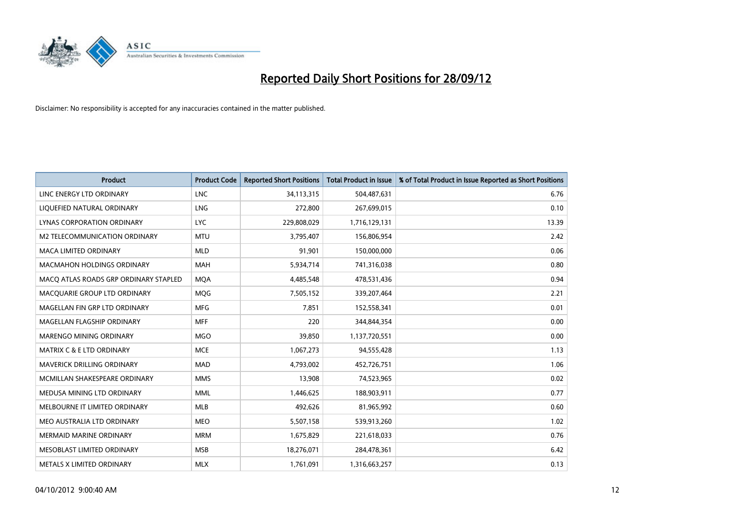# Reported Daily Short Positions for 28/09/12

Disclaimer: No responsibility is accepted for any inaccuracies contained in the matter published.

| Product | Product Code | Reported Short Positions | Total Product in Issue | % of Total Product in Issue Reported as Short Positions |
|---|---|---|---|---|
| LINC ENERGY LTD ORDINARY | LNC | 34,113,315 | 504,487,631 | 6.76 |
| LIQUEFIED NATURAL ORDINARY | LNG | 272,800 | 267,699,015 | 0.10 |
| LYNAS CORPORATION ORDINARY | LYC | 229,808,029 | 1,716,129,131 | 13.39 |
| M2 TELECOMMUNICATION ORDINARY | MTU | 3,795,407 | 156,806,954 | 2.42 |
| MACA LIMITED ORDINARY | MLD | 91,901 | 150,000,000 | 0.06 |
| MACMAHON HOLDINGS ORDINARY | MAH | 5,934,714 | 741,316,038 | 0.80 |
| MACQ ATLAS ROADS GRP ORDINARY STAPLED | MQA | 4,485,548 | 478,531,436 | 0.94 |
| MACQUARIE GROUP LTD ORDINARY | MQG | 7,505,152 | 339,207,464 | 2.21 |
| MAGELLAN FIN GRP LTD ORDINARY | MFG | 7,851 | 152,558,341 | 0.01 |
| MAGELLAN FLAGSHIP ORDINARY | MFF | 220 | 344,844,354 | 0.00 |
| MARENGO MINING ORDINARY | MGO | 39,850 | 1,137,720,551 | 0.00 |
| MATRIX C & E LTD ORDINARY | MCE | 1,067,273 | 94,555,428 | 1.13 |
| MAVERICK DRILLING ORDINARY | MAD | 4,793,002 | 452,726,751 | 1.06 |
| MCMILLAN SHAKESPEARE ORDINARY | MMS | 13,908 | 74,523,965 | 0.02 |
| MEDUSA MINING LTD ORDINARY | MML | 1,446,625 | 188,903,911 | 0.77 |
| MELBOURNE IT LIMITED ORDINARY | MLB | 492,626 | 81,965,992 | 0.60 |
| MEO AUSTRALIA LTD ORDINARY | MEO | 5,507,158 | 539,913,260 | 1.02 |
| MERMAID MARINE ORDINARY | MRM | 1,675,829 | 221,618,033 | 0.76 |
| MESOBLAST LIMITED ORDINARY | MSB | 18,276,071 | 284,478,361 | 6.42 |
| METALS X LIMITED ORDINARY | MLX | 1,761,091 | 1,316,663,257 | 0.13 |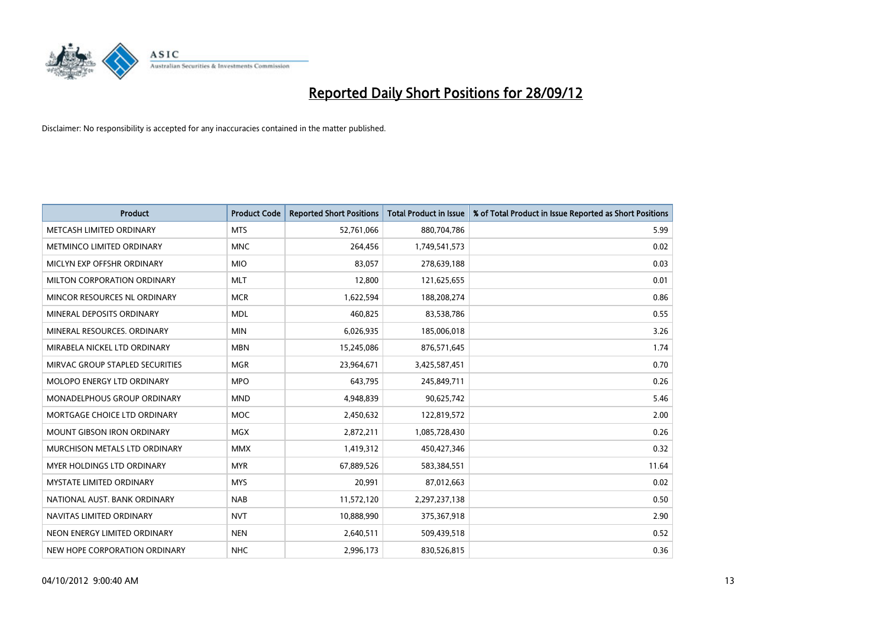# Reported Daily Short Positions for 28/09/12

Disclaimer: No responsibility is accepted for any inaccuracies contained in the matter published.

| Product | Product Code | Reported Short Positions | Total Product in Issue | % of Total Product in Issue Reported as Short Positions |
|---|---|---|---|---|
| METCASH LIMITED ORDINARY | MTS | 52,761,066 | 880,704,786 | 5.99 |
| METMINCO LIMITED ORDINARY | MNC | 264,456 | 1,749,541,573 | 0.02 |
| MICLYN EXP OFFSHR ORDINARY | MIO | 83,057 | 278,639,188 | 0.03 |
| MILTON CORPORATION ORDINARY | MLT | 12,800 | 121,625,655 | 0.01 |
| MINCOR RESOURCES NL ORDINARY | MCR | 1,622,594 | 188,208,274 | 0.86 |
| MINERAL DEPOSITS ORDINARY | MDL | 460,825 | 83,538,786 | 0.55 |
| MINERAL RESOURCES. ORDINARY | MIN | 6,026,935 | 185,006,018 | 3.26 |
| MIRABELA NICKEL LTD ORDINARY | MBN | 15,245,086 | 876,571,645 | 1.74 |
| MIRVAC GROUP STAPLED SECURITIES | MGR | 23,964,671 | 3,425,587,451 | 0.70 |
| MOLOPO ENERGY LTD ORDINARY | MPO | 643,795 | 245,849,711 | 0.26 |
| MONADELPHOUS GROUP ORDINARY | MND | 4,948,839 | 90,625,742 | 5.46 |
| MORTGAGE CHOICE LTD ORDINARY | MOC | 2,450,632 | 122,819,572 | 2.00 |
| MOUNT GIBSON IRON ORDINARY | MGX | 2,872,211 | 1,085,728,430 | 0.26 |
| MURCHISON METALS LTD ORDINARY | MMX | 1,419,312 | 450,427,346 | 0.32 |
| MYER HOLDINGS LTD ORDINARY | MYR | 67,889,526 | 583,384,551 | 11.64 |
| MYSTATE LIMITED ORDINARY | MYS | 20,991 | 87,012,663 | 0.02 |
| NATIONAL AUST. BANK ORDINARY | NAB | 11,572,120 | 2,297,237,138 | 0.50 |
| NAVITAS LIMITED ORDINARY | NVT | 10,888,990 | 375,367,918 | 2.90 |
| NEON ENERGY LIMITED ORDINARY | NEN | 2,640,511 | 509,439,518 | 0.52 |
| NEW HOPE CORPORATION ORDINARY | NHC | 2,996,173 | 830,526,815 | 0.36 |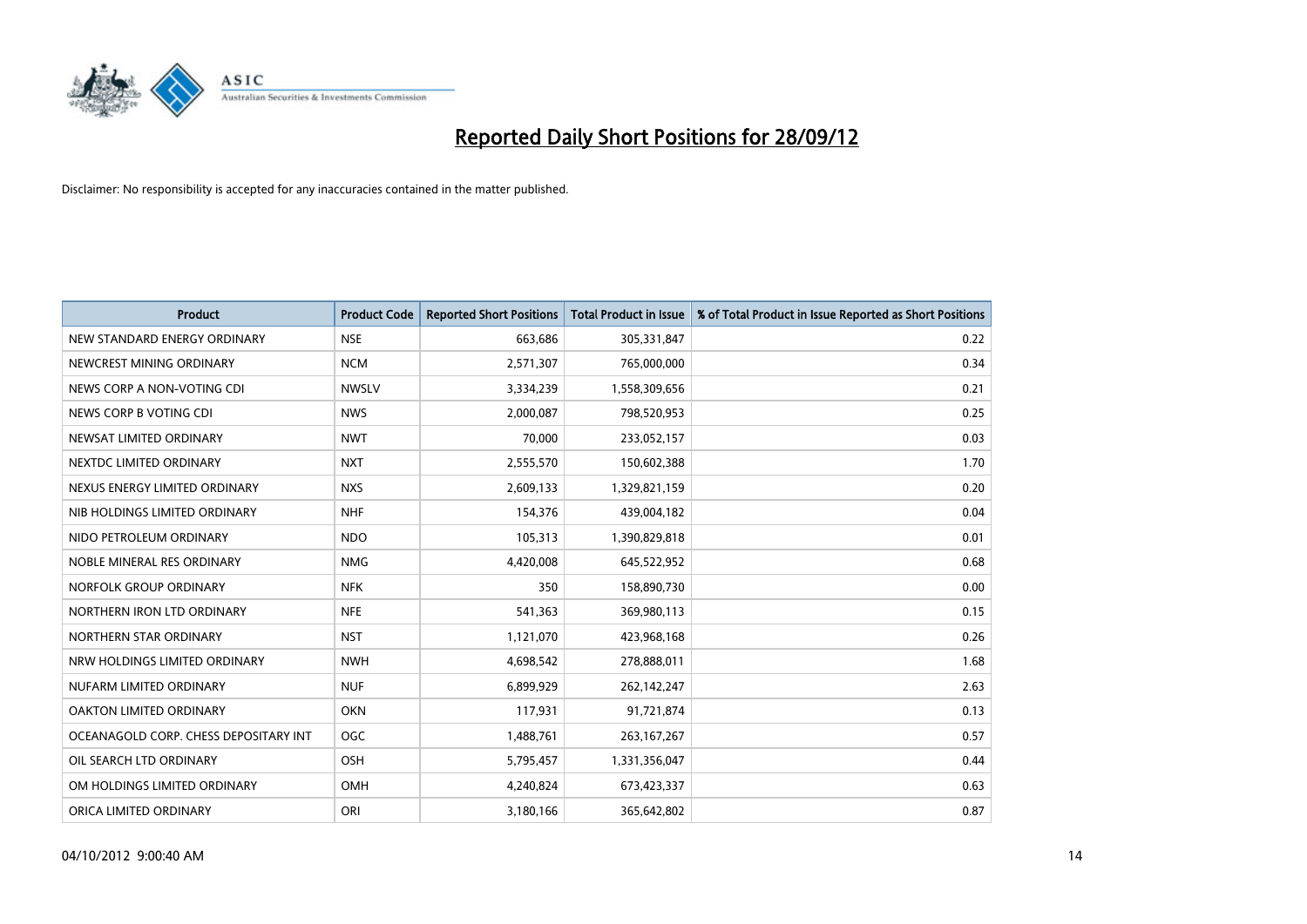# Reported Daily Short Positions for 28/09/12

Disclaimer: No responsibility is accepted for any inaccuracies contained in the matter published.

| Product | Product Code | Reported Short Positions | Total Product in Issue | % of Total Product in Issue Reported as Short Positions |
|---|---|---|---|---|
| NEW STANDARD ENERGY ORDINARY | NSE | 663,686 | 305,331,847 | 0.22 |
| NEWCREST MINING ORDINARY | NCM | 2,571,307 | 765,000,000 | 0.34 |
| NEWS CORP A NON-VOTING CDI | NWSLV | 3,334,239 | 1,558,309,656 | 0.21 |
| NEWS CORP B VOTING CDI | NWS | 2,000,087 | 798,520,953 | 0.25 |
| NEWSAT LIMITED ORDINARY | NWT | 70,000 | 233,052,157 | 0.03 |
| NEXTDC LIMITED ORDINARY | NXT | 2,555,570 | 150,602,388 | 1.70 |
| NEXUS ENERGY LIMITED ORDINARY | NXS | 2,609,133 | 1,329,821,159 | 0.20 |
| NIB HOLDINGS LIMITED ORDINARY | NHF | 154,376 | 439,004,182 | 0.04 |
| NIDO PETROLEUM ORDINARY | NDO | 105,313 | 1,390,829,818 | 0.01 |
| NOBLE MINERAL RES ORDINARY | NMG | 4,420,008 | 645,522,952 | 0.68 |
| NORFOLK GROUP ORDINARY | NFK | 350 | 158,890,730 | 0.00 |
| NORTHERN IRON LTD ORDINARY | NFE | 541,363 | 369,980,113 | 0.15 |
| NORTHERN STAR ORDINARY | NST | 1,121,070 | 423,968,168 | 0.26 |
| NRW HOLDINGS LIMITED ORDINARY | NWH | 4,698,542 | 278,888,011 | 1.68 |
| NUFARM LIMITED ORDINARY | NUF | 6,899,929 | 262,142,247 | 2.63 |
| OAKTON LIMITED ORDINARY | OKN | 117,931 | 91,721,874 | 0.13 |
| OCEANAGOLD CORP. CHESS DEPOSITARY INT | OGC | 1,488,761 | 263,167,267 | 0.57 |
| OIL SEARCH LTD ORDINARY | OSH | 5,795,457 | 1,331,356,047 | 0.44 |
| OM HOLDINGS LIMITED ORDINARY | OMH | 4,240,824 | 673,423,337 | 0.63 |
| ORICA LIMITED ORDINARY | ORI | 3,180,166 | 365,642,802 | 0.87 |

04/10/2012 9:00:40 AM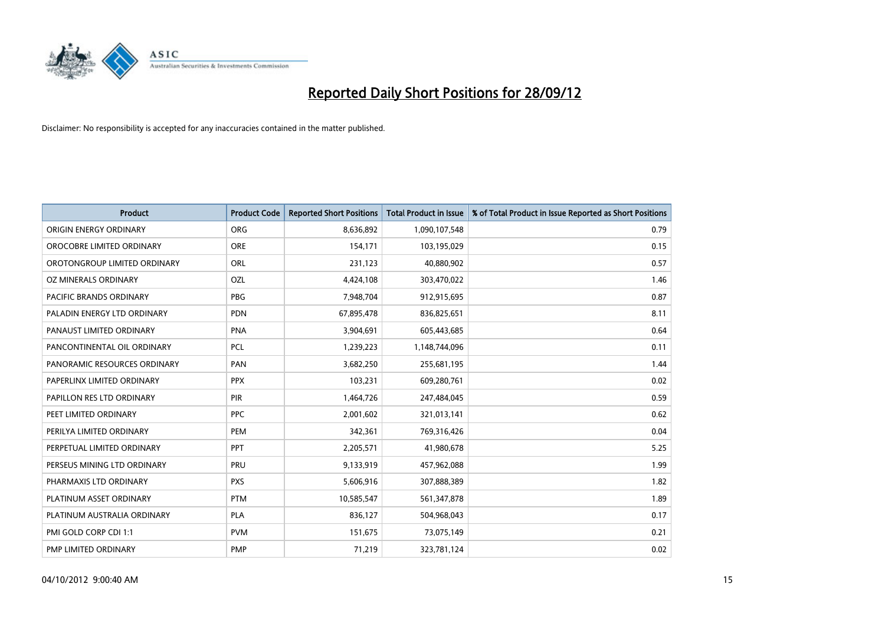# Reported Daily Short Positions for 28/09/12

Disclaimer: No responsibility is accepted for any inaccuracies contained in the matter published.

| Product | Product Code | Reported Short Positions | Total Product in Issue | % of Total Product in Issue Reported as Short Positions |
|---|---|---|---|---|
| ORIGIN ENERGY ORDINARY | ORG | 8,636,892 | 1,090,107,548 | 0.79 |
| OROCOBRE LIMITED ORDINARY | ORE | 154,171 | 103,195,029 | 0.15 |
| OROTONGROUP LIMITED ORDINARY | ORL | 231,123 | 40,880,902 | 0.57 |
| OZ MINERALS ORDINARY | OZL | 4,424,108 | 303,470,022 | 1.46 |
| PACIFIC BRANDS ORDINARY | PBG | 7,948,704 | 912,915,695 | 0.87 |
| PALADIN ENERGY LTD ORDINARY | PDN | 67,895,478 | 836,825,651 | 8.11 |
| PANAUST LIMITED ORDINARY | PNA | 3,904,691 | 605,443,685 | 0.64 |
| PANCONTINENTAL OIL ORDINARY | PCL | 1,239,223 | 1,148,744,096 | 0.11 |
| PANORAMIC RESOURCES ORDINARY | PAN | 3,682,250 | 255,681,195 | 1.44 |
| PAPERLINX LIMITED ORDINARY | PPX | 103,231 | 609,280,761 | 0.02 |
| PAPILLON RES LTD ORDINARY | PIR | 1,464,726 | 247,484,045 | 0.59 |
| PEET LIMITED ORDINARY | PPC | 2,001,602 | 321,013,141 | 0.62 |
| PERILYA LIMITED ORDINARY | PEM | 342,361 | 769,316,426 | 0.04 |
| PERPETUAL LIMITED ORDINARY | PPT | 2,205,571 | 41,980,678 | 5.25 |
| PERSEUS MINING LTD ORDINARY | PRU | 9,133,919 | 457,962,088 | 1.99 |
| PHARMAXIS LTD ORDINARY | PXS | 5,606,916 | 307,888,389 | 1.82 |
| PLATINUM ASSET ORDINARY | PTM | 10,585,547 | 561,347,878 | 1.89 |
| PLATINUM AUSTRALIA ORDINARY | PLA | 836,127 | 504,968,043 | 0.17 |
| PMI GOLD CORP CDI 1:1 | PVM | 151,675 | 73,075,149 | 0.21 |
| PMP LIMITED ORDINARY | PMP | 71,219 | 323,781,124 | 0.02 |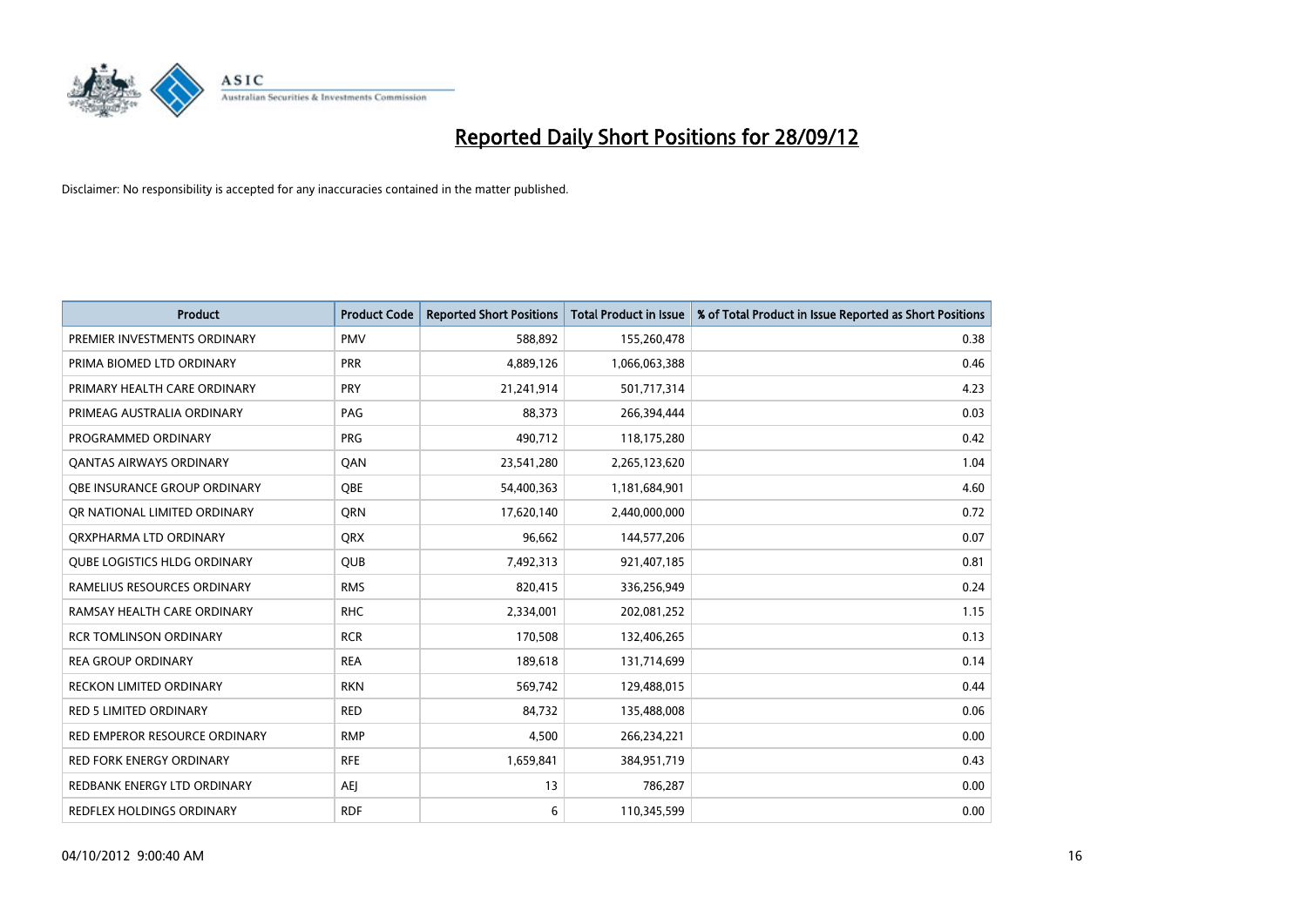# Reported Daily Short Positions for 28/09/12

Disclaimer: No responsibility is accepted for any inaccuracies contained in the matter published.

| Product | Product Code | Reported Short Positions | Total Product in Issue | % of Total Product in Issue Reported as Short Positions |
|---|---|---|---|---|
| PREMIER INVESTMENTS ORDINARY | PMV | 588,892 | 155,260,478 | 0.38 |
| PRIMA BIOMED LTD ORDINARY | PRR | 4,889,126 | 1,066,063,388 | 0.46 |
| PRIMARY HEALTH CARE ORDINARY | PRY | 21,241,914 | 501,717,314 | 4.23 |
| PRIMEAG AUSTRALIA ORDINARY | PAG | 88,373 | 266,394,444 | 0.03 |
| PROGRAMMED ORDINARY | PRG | 490,712 | 118,175,280 | 0.42 |
| QANTAS AIRWAYS ORDINARY | QAN | 23,541,280 | 2,265,123,620 | 1.04 |
| QBE INSURANCE GROUP ORDINARY | QBE | 54,400,363 | 1,181,684,901 | 4.60 |
| QR NATIONAL LIMITED ORDINARY | QRN | 17,620,140 | 2,440,000,000 | 0.72 |
| QRXPHARMA LTD ORDINARY | QRX | 96,662 | 144,577,206 | 0.07 |
| QUBE LOGISTICS HLDG ORDINARY | QUB | 7,492,313 | 921,407,185 | 0.81 |
| RAMELIUS RESOURCES ORDINARY | RMS | 820,415 | 336,256,949 | 0.24 |
| RAMSAY HEALTH CARE ORDINARY | RHC | 2,334,001 | 202,081,252 | 1.15 |
| RCR TOMLINSON ORDINARY | RCR | 170,508 | 132,406,265 | 0.13 |
| REA GROUP ORDINARY | REA | 189,618 | 131,714,699 | 0.14 |
| RECKON LIMITED ORDINARY | RKN | 569,742 | 129,488,015 | 0.44 |
| RED 5 LIMITED ORDINARY | RED | 84,732 | 135,488,008 | 0.06 |
| RED EMPEROR RESOURCE ORDINARY | RMP | 4,500 | 266,234,221 | 0.00 |
| RED FORK ENERGY ORDINARY | RFE | 1,659,841 | 384,951,719 | 0.43 |
| REDBANK ENERGY LTD ORDINARY | AEJ | 13 | 786,287 | 0.00 |
| REDFLEX HOLDINGS ORDINARY | RDF | 6 | 110,345,599 | 0.00 |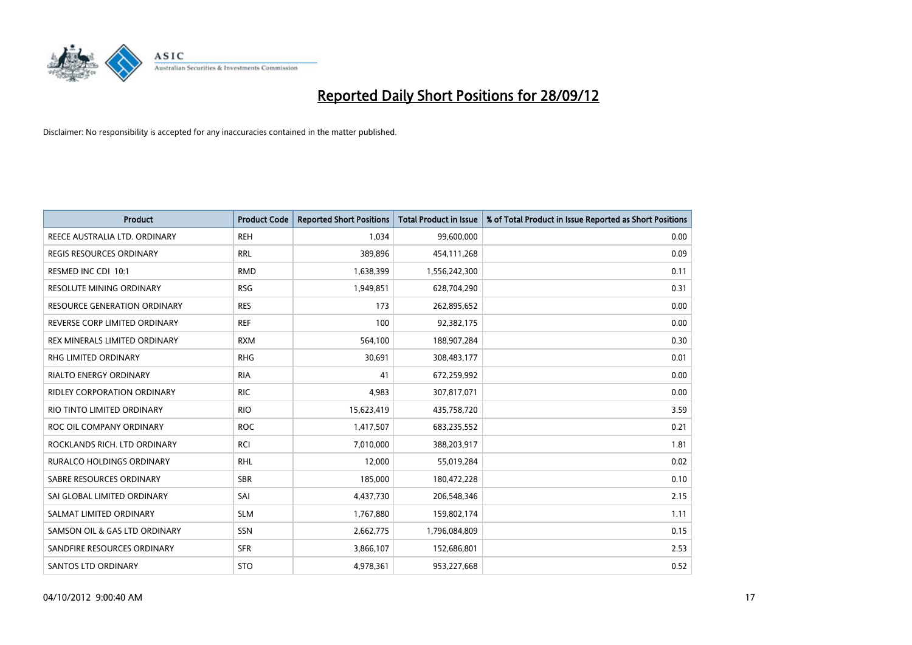# Reported Daily Short Positions for 28/09/12

Disclaimer: No responsibility is accepted for any inaccuracies contained in the matter published.

| Product | Product Code | Reported Short Positions | Total Product in Issue | % of Total Product in Issue Reported as Short Positions |
|---|---|---|---|---|
| REECE AUSTRALIA LTD. ORDINARY | REH | 1,034 | 99,600,000 | 0.00 |
| REGIS RESOURCES ORDINARY | RRL | 389,896 | 454,111,268 | 0.09 |
| RESMED INC CDI 10:1 | RMD | 1,638,399 | 1,556,242,300 | 0.11 |
| RESOLUTE MINING ORDINARY | RSG | 1,949,851 | 628,704,290 | 0.31 |
| RESOURCE GENERATION ORDINARY | RES | 173 | 262,895,652 | 0.00 |
| REVERSE CORP LIMITED ORDINARY | REF | 100 | 92,382,175 | 0.00 |
| REX MINERALS LIMITED ORDINARY | RXM | 564,100 | 188,907,284 | 0.30 |
| RHG LIMITED ORDINARY | RHG | 30,691 | 308,483,177 | 0.01 |
| RIALTO ENERGY ORDINARY | RIA | 41 | 672,259,992 | 0.00 |
| RIDLEY CORPORATION ORDINARY | RIC | 4,983 | 307,817,071 | 0.00 |
| RIO TINTO LIMITED ORDINARY | RIO | 15,623,419 | 435,758,720 | 3.59 |
| ROC OIL COMPANY ORDINARY | ROC | 1,417,507 | 683,235,552 | 0.21 |
| ROCKLANDS RICH. LTD ORDINARY | RCI | 7,010,000 | 388,203,917 | 1.81 |
| RURALCO HOLDINGS ORDINARY | RHL | 12,000 | 55,019,284 | 0.02 |
| SABRE RESOURCES ORDINARY | SBR | 185,000 | 180,472,228 | 0.10 |
| SAI GLOBAL LIMITED ORDINARY | SAI | 4,437,730 | 206,548,346 | 2.15 |
| SALMAT LIMITED ORDINARY | SLM | 1,767,880 | 159,802,174 | 1.11 |
| SAMSON OIL & GAS LTD ORDINARY | SSN | 2,662,775 | 1,796,084,809 | 0.15 |
| SANDFIRE RESOURCES ORDINARY | SFR | 3,866,107 | 152,686,801 | 2.53 |
| SANTOS LTD ORDINARY | STO | 4,978,361 | 953,227,668 | 0.52 |

04/10/2012 9:00:40 AM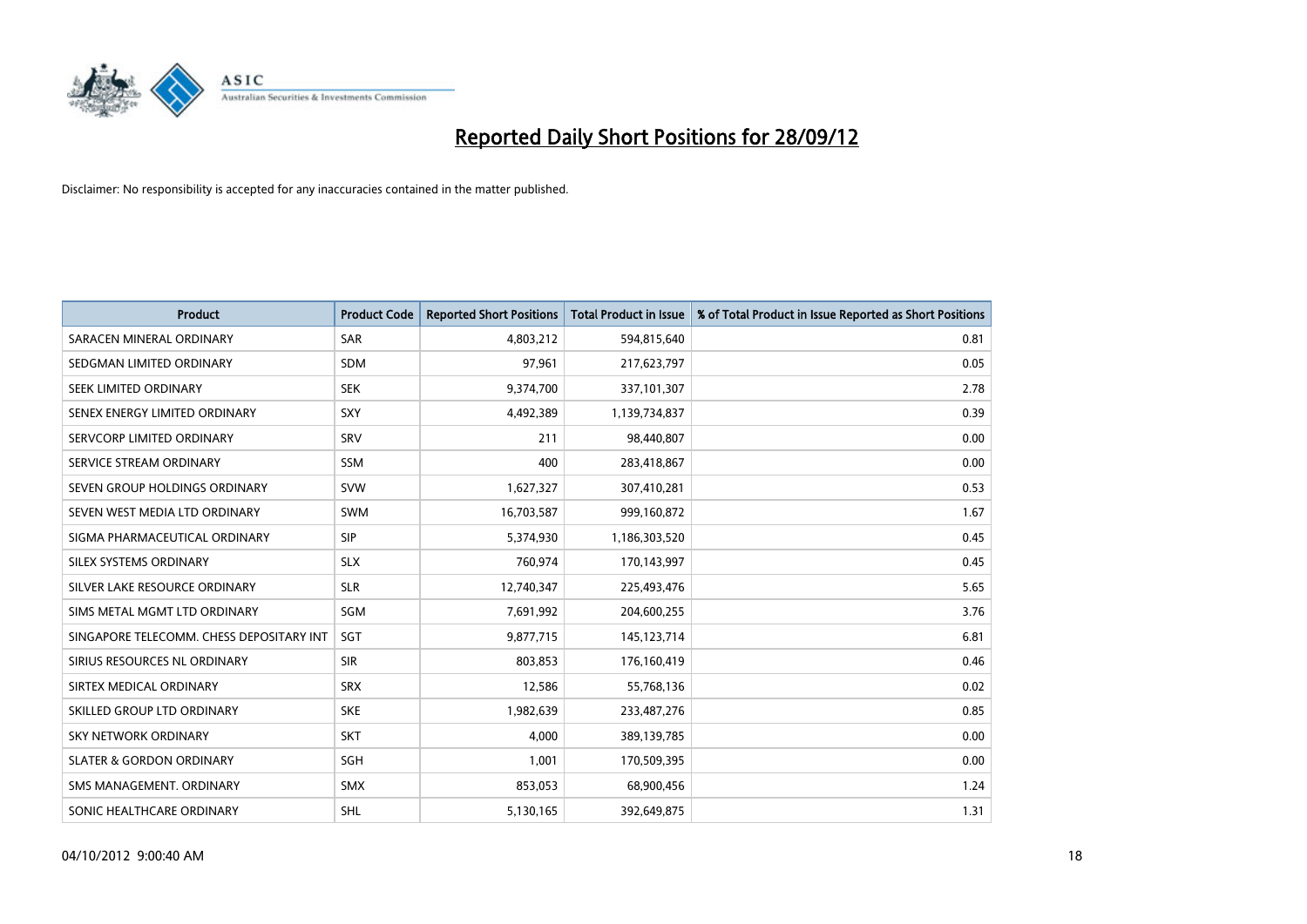# Reported Daily Short Positions for 28/09/12

Disclaimer: No responsibility is accepted for any inaccuracies contained in the matter published.

| Product | Product Code | Reported Short Positions | Total Product in Issue | % of Total Product in Issue Reported as Short Positions |
|---|---|---|---|---|
| SARACEN MINERAL ORDINARY | SAR | 4,803,212 | 594,815,640 | 0.81 |
| SEDGMAN LIMITED ORDINARY | SDM | 97,961 | 217,623,797 | 0.05 |
| SEEK LIMITED ORDINARY | SEK | 9,374,700 | 337,101,307 | 2.78 |
| SENEX ENERGY LIMITED ORDINARY | SXY | 4,492,389 | 1,139,734,837 | 0.39 |
| SERVCORP LIMITED ORDINARY | SRV | 211 | 98,440,807 | 0.00 |
| SERVICE STREAM ORDINARY | SSM | 400 | 283,418,867 | 0.00 |
| SEVEN GROUP HOLDINGS ORDINARY | SVW | 1,627,327 | 307,410,281 | 0.53 |
| SEVEN WEST MEDIA LTD ORDINARY | SWM | 16,703,587 | 999,160,872 | 1.67 |
| SIGMA PHARMACEUTICAL ORDINARY | SIP | 5,374,930 | 1,186,303,520 | 0.45 |
| SILEX SYSTEMS ORDINARY | SLX | 760,974 | 170,143,997 | 0.45 |
| SILVER LAKE RESOURCE ORDINARY | SLR | 12,740,347 | 225,493,476 | 5.65 |
| SIMS METAL MGMT LTD ORDINARY | SGM | 7,691,992 | 204,600,255 | 3.76 |
| SINGAPORE TELECOMM. CHESS DEPOSITARY INT | SGT | 9,877,715 | 145,123,714 | 6.81 |
| SIRIUS RESOURCES NL ORDINARY | SIR | 803,853 | 176,160,419 | 0.46 |
| SIRTEX MEDICAL ORDINARY | SRX | 12,586 | 55,768,136 | 0.02 |
| SKILLED GROUP LTD ORDINARY | SKE | 1,982,639 | 233,487,276 | 0.85 |
| SKY NETWORK ORDINARY | SKT | 4,000 | 389,139,785 | 0.00 |
| SLATER & GORDON ORDINARY | SGH | 1,001 | 170,509,395 | 0.00 |
| SMS MANAGEMENT. ORDINARY | SMX | 853,053 | 68,900,456 | 1.24 |
| SONIC HEALTHCARE ORDINARY | SHL | 5,130,165 | 392,649,875 | 1.31 |

04/10/2012 9:00:40 AM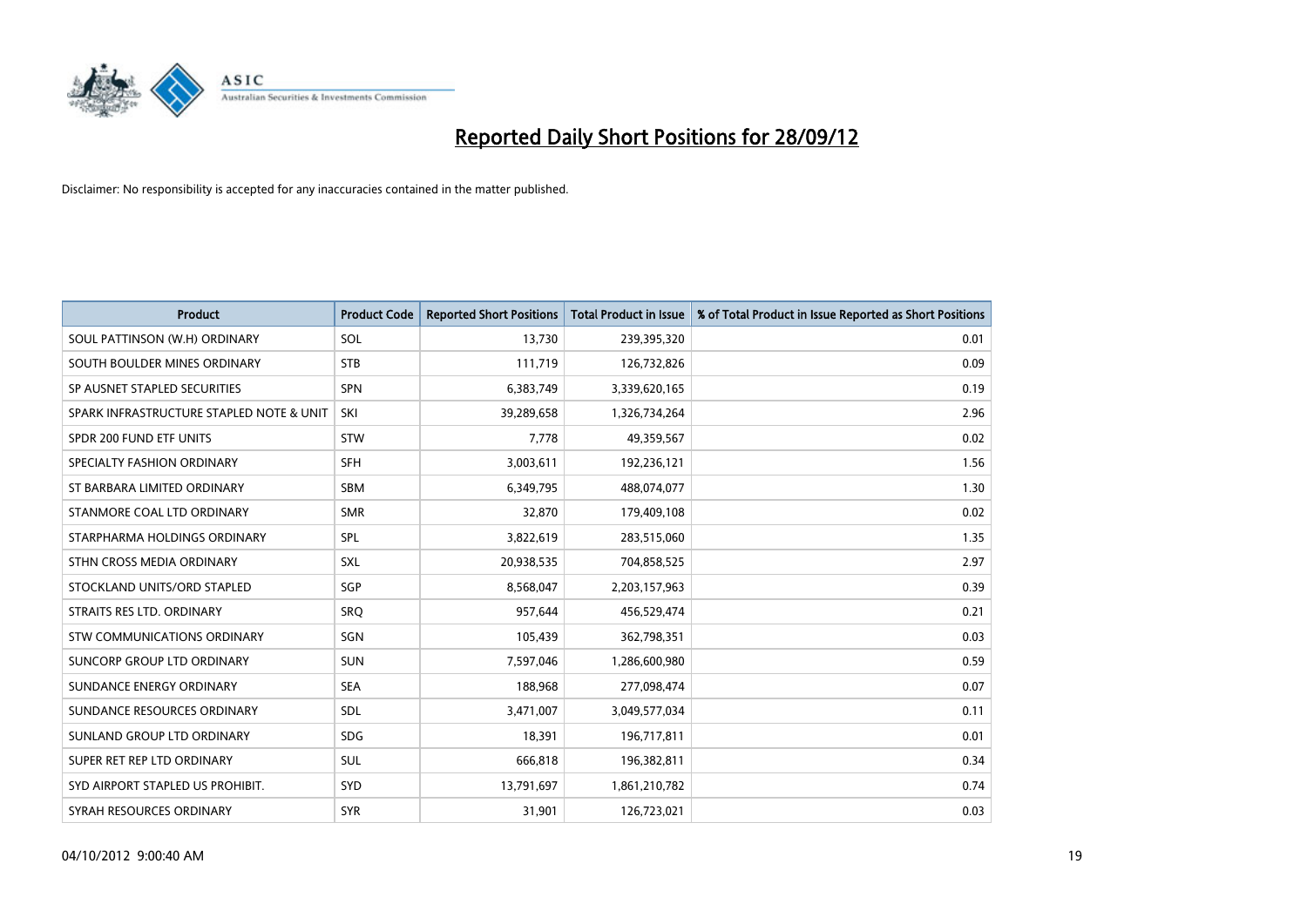# Reported Daily Short Positions for 28/09/12

Disclaimer: No responsibility is accepted for any inaccuracies contained in the matter published.

| Product | Product Code | Reported Short Positions | Total Product in Issue | % of Total Product in Issue Reported as Short Positions |
|---|---|---|---|---|
| SOUL PATTINSON (W.H) ORDINARY | SOL | 13,730 | 239,395,320 | 0.01 |
| SOUTH BOULDER MINES ORDINARY | STB | 111,719 | 126,732,826 | 0.09 |
| SP AUSNET STAPLED SECURITIES | SPN | 6,383,749 | 3,339,620,165 | 0.19 |
| SPARK INFRASTRUCTURE STAPLED NOTE & UNIT | SKI | 39,289,658 | 1,326,734,264 | 2.96 |
| SPDR 200 FUND ETF UNITS | STW | 7,778 | 49,359,567 | 0.02 |
| SPECIALTY FASHION ORDINARY | SFH | 3,003,611 | 192,236,121 | 1.56 |
| ST BARBARA LIMITED ORDINARY | SBM | 6,349,795 | 488,074,077 | 1.30 |
| STANMORE COAL LTD ORDINARY | SMR | 32,870 | 179,409,108 | 0.02 |
| STARPHARMA HOLDINGS ORDINARY | SPL | 3,822,619 | 283,515,060 | 1.35 |
| STHN CROSS MEDIA ORDINARY | SXL | 20,938,535 | 704,858,525 | 2.97 |
| STOCKLAND UNITS/ORD STAPLED | SGP | 8,568,047 | 2,203,157,963 | 0.39 |
| STRAITS RES LTD. ORDINARY | SRQ | 957,644 | 456,529,474 | 0.21 |
| STW COMMUNICATIONS ORDINARY | SGN | 105,439 | 362,798,351 | 0.03 |
| SUNCORP GROUP LTD ORDINARY | SUN | 7,597,046 | 1,286,600,980 | 0.59 |
| SUNDANCE ENERGY ORDINARY | SEA | 188,968 | 277,098,474 | 0.07 |
| SUNDANCE RESOURCES ORDINARY | SDL | 3,471,007 | 3,049,577,034 | 0.11 |
| SUNLAND GROUP LTD ORDINARY | SDG | 18,391 | 196,717,811 | 0.01 |
| SUPER RET REP LTD ORDINARY | SUL | 666,818 | 196,382,811 | 0.34 |
| SYD AIRPORT STAPLED US PROHIBIT. | SYD | 13,791,697 | 1,861,210,782 | 0.74 |
| SYRAH RESOURCES ORDINARY | SYR | 31,901 | 126,723,021 | 0.03 |

04/10/2012 9:00:40 AM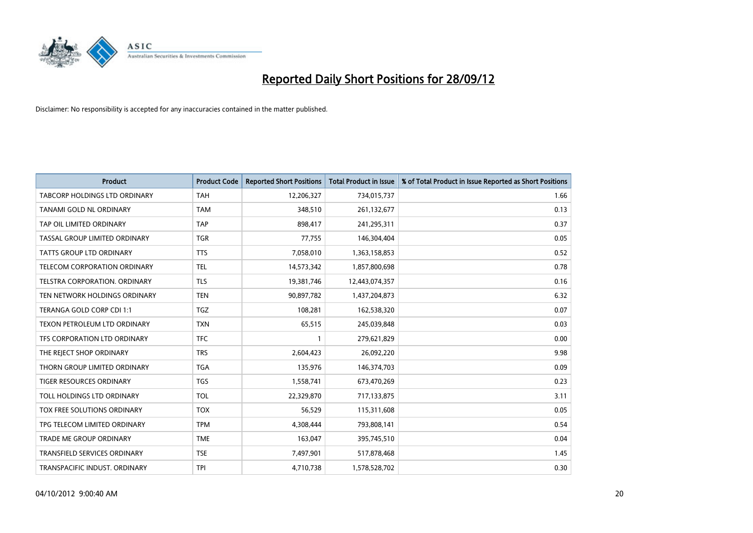# Reported Daily Short Positions for 28/09/12

Disclaimer: No responsibility is accepted for any inaccuracies contained in the matter published.

| Product | Product Code | Reported Short Positions | Total Product in Issue | % of Total Product in Issue Reported as Short Positions |
|---|---|---|---|---|
| TABCORP HOLDINGS LTD ORDINARY | TAH | 12,206,327 | 734,015,737 | 1.66 |
| TANAMI GOLD NL ORDINARY | TAM | 348,510 | 261,132,677 | 0.13 |
| TAP OIL LIMITED ORDINARY | TAP | 898,417 | 241,295,311 | 0.37 |
| TASSAL GROUP LIMITED ORDINARY | TGR | 77,755 | 146,304,404 | 0.05 |
| TATTS GROUP LTD ORDINARY | TTS | 7,058,010 | 1,363,158,853 | 0.52 |
| TELECOM CORPORATION ORDINARY | TEL | 14,573,342 | 1,857,800,698 | 0.78 |
| TELSTRA CORPORATION. ORDINARY | TLS | 19,381,746 | 12,443,074,357 | 0.16 |
| TEN NETWORK HOLDINGS ORDINARY | TEN | 90,897,782 | 1,437,204,873 | 6.32 |
| TERANGA GOLD CORP CDI 1:1 | TGZ | 108,281 | 162,538,320 | 0.07 |
| TEXON PETROLEUM LTD ORDINARY | TXN | 65,515 | 245,039,848 | 0.03 |
| TFS CORPORATION LTD ORDINARY | TFC | 1 | 279,621,829 | 0.00 |
| THE REJECT SHOP ORDINARY | TRS | 2,604,423 | 26,092,220 | 9.98 |
| THORN GROUP LIMITED ORDINARY | TGA | 135,976 | 146,374,703 | 0.09 |
| TIGER RESOURCES ORDINARY | TGS | 1,558,741 | 673,470,269 | 0.23 |
| TOLL HOLDINGS LTD ORDINARY | TOL | 22,329,870 | 717,133,875 | 3.11 |
| TOX FREE SOLUTIONS ORDINARY | TOX | 56,529 | 115,311,608 | 0.05 |
| TPG TELECOM LIMITED ORDINARY | TPM | 4,308,444 | 793,808,141 | 0.54 |
| TRADE ME GROUP ORDINARY | TME | 163,047 | 395,745,510 | 0.04 |
| TRANSFIELD SERVICES ORDINARY | TSE | 7,497,901 | 517,878,468 | 1.45 |
| TRANSPACIFIC INDUST. ORDINARY | TPI | 4,710,738 | 1,578,528,702 | 0.30 |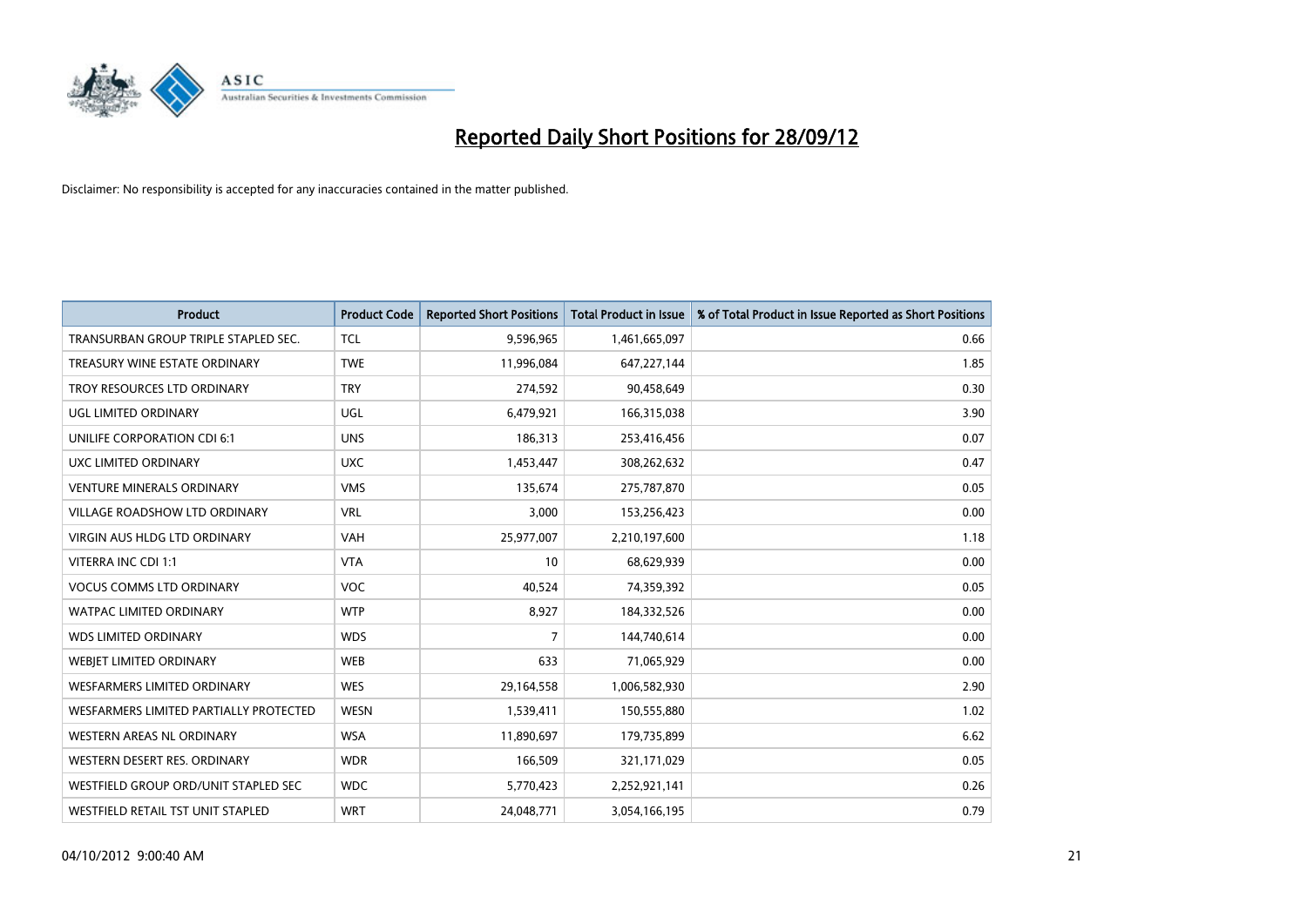# Reported Daily Short Positions for 28/09/12

Disclaimer: No responsibility is accepted for any inaccuracies contained in the matter published.

| Product | Product Code | Reported Short Positions | Total Product in Issue | % of Total Product in Issue Reported as Short Positions |
|---|---|---|---|---|
| TRANSURBAN GROUP TRIPLE STAPLED SEC. | TCL | 9,596,965 | 1,461,665,097 | 0.66 |
| TREASURY WINE ESTATE ORDINARY | TWE | 11,996,084 | 647,227,144 | 1.85 |
| TROY RESOURCES LTD ORDINARY | TRY | 274,592 | 90,458,649 | 0.30 |
| UGL LIMITED ORDINARY | UGL | 6,479,921 | 166,315,038 | 3.90 |
| UNILIFE CORPORATION CDI 6:1 | UNS | 186,313 | 253,416,456 | 0.07 |
| UXC LIMITED ORDINARY | UXC | 1,453,447 | 308,262,632 | 0.47 |
| VENTURE MINERALS ORDINARY | VMS | 135,674 | 275,787,870 | 0.05 |
| VILLAGE ROADSHOW LTD ORDINARY | VRL | 3,000 | 153,256,423 | 0.00 |
| VIRGIN AUS HLDG LTD ORDINARY | VAH | 25,977,007 | 2,210,197,600 | 1.18 |
| VITERRA INC CDI 1:1 | VTA | 10 | 68,629,939 | 0.00 |
| VOCUS COMMS LTD ORDINARY | VOC | 40,524 | 74,359,392 | 0.05 |
| WATPAC LIMITED ORDINARY | WTP | 8,927 | 184,332,526 | 0.00 |
| WDS LIMITED ORDINARY | WDS | 7 | 144,740,614 | 0.00 |
| WEBJET LIMITED ORDINARY | WEB | 633 | 71,065,929 | 0.00 |
| WESFARMERS LIMITED ORDINARY | WES | 29,164,558 | 1,006,582,930 | 2.90 |
| WESFARMERS LIMITED PARTIALLY PROTECTED | WESN | 1,539,411 | 150,555,880 | 1.02 |
| WESTERN AREAS NL ORDINARY | WSA | 11,890,697 | 179,735,899 | 6.62 |
| WESTERN DESERT RES. ORDINARY | WDR | 166,509 | 321,171,029 | 0.05 |
| WESTFIELD GROUP ORD/UNIT STAPLED SEC | WDC | 5,770,423 | 2,252,921,141 | 0.26 |
| WESTFIELD RETAIL TST UNIT STAPLED | WRT | 24,048,771 | 3,054,166,195 | 0.79 |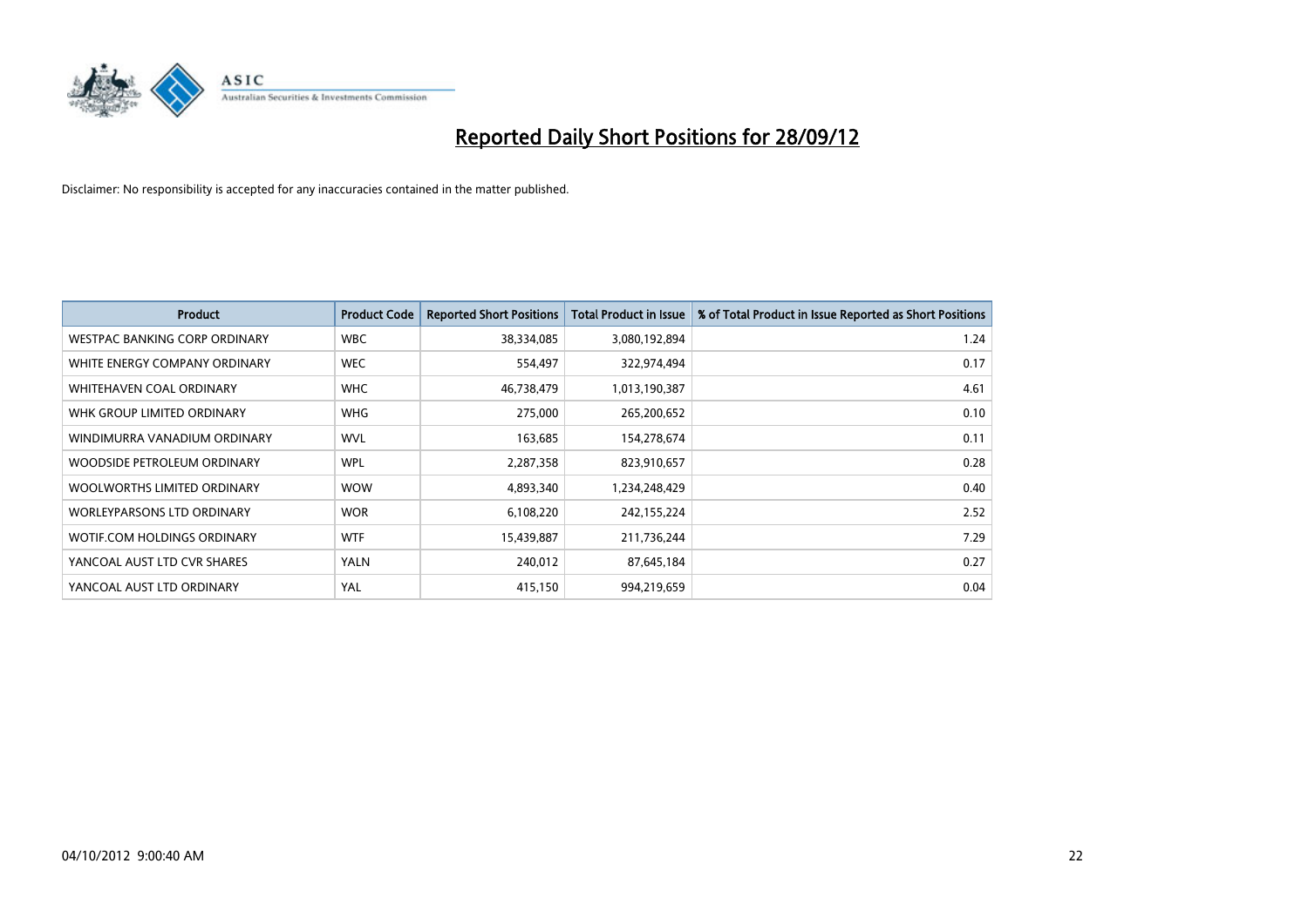# Reported Daily Short Positions for 28/09/12

Disclaimer: No responsibility is accepted for any inaccuracies contained in the matter published.

| Product | Product Code | Reported Short Positions | Total Product in Issue | % of Total Product in Issue Reported as Short Positions |
|---|---|---|---|---|
| WESTPAC BANKING CORP ORDINARY | WBC | 38,334,085 | 3,080,192,894 | 1.24 |
| WHITE ENERGY COMPANY ORDINARY | WEC | 554,497 | 322,974,494 | 0.17 |
| WHITEHAVEN COAL ORDINARY | WHC | 46,738,479 | 1,013,190,387 | 4.61 |
| WHK GROUP LIMITED ORDINARY | WHG | 275,000 | 265,200,652 | 0.10 |
| WINDIMURRA VANADIUM ORDINARY | WVL | 163,685 | 154,278,674 | 0.11 |
| WOODSIDE PETROLEUM ORDINARY | WPL | 2,287,358 | 823,910,657 | 0.28 |
| WOOLWORTHS LIMITED ORDINARY | WOW | 4,893,340 | 1,234,248,429 | 0.40 |
| WORLEYPARSONS LTD ORDINARY | WOR | 6,108,220 | 242,155,224 | 2.52 |
| WOTIF.COM HOLDINGS ORDINARY | WTF | 15,439,887 | 211,736,244 | 7.29 |
| YANCOAL AUST LTD CVR SHARES | YALN | 240,012 | 87,645,184 | 0.27 |
| YANCOAL AUST LTD ORDINARY | YAL | 415,150 | 994,219,659 | 0.04 |

04/10/2012 9:00:40 AM